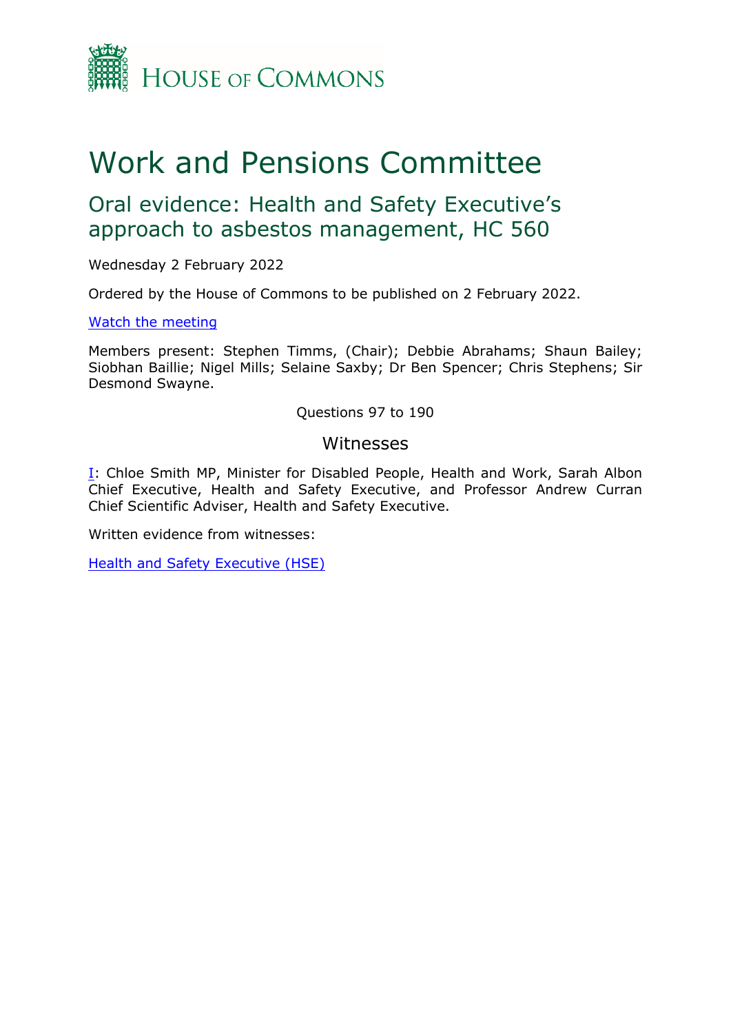HOUSE OF COMMONS

# Work and Pensions Committee

## Oral evidence: Health and Safety Executive's approach to asbestos management, HC 560

Wednesday 2 February 2022

Ordered by the House of Commons to be published on 2 February 2022.

[Watch the meeting](#)

Members present: Stephen Timms, (Chair); Debbie Abrahams; Shaun Bailey; Siobhan Baillie; Nigel Mills; Selaine Saxby; Dr Ben Spencer; Chris Stephens; Sir Desmond Swayne.

Questions 97 to 190

### Witnesses

I: Chloe Smith MP, Minister for Disabled People, Health and Work, Sarah Albon Chief Executive, Health and Safety Executive, and Professor Andrew Curran Chief Scientific Adviser, Health and Safety Executive.

Written evidence from witnesses:

Health and Safety Executive (HSE)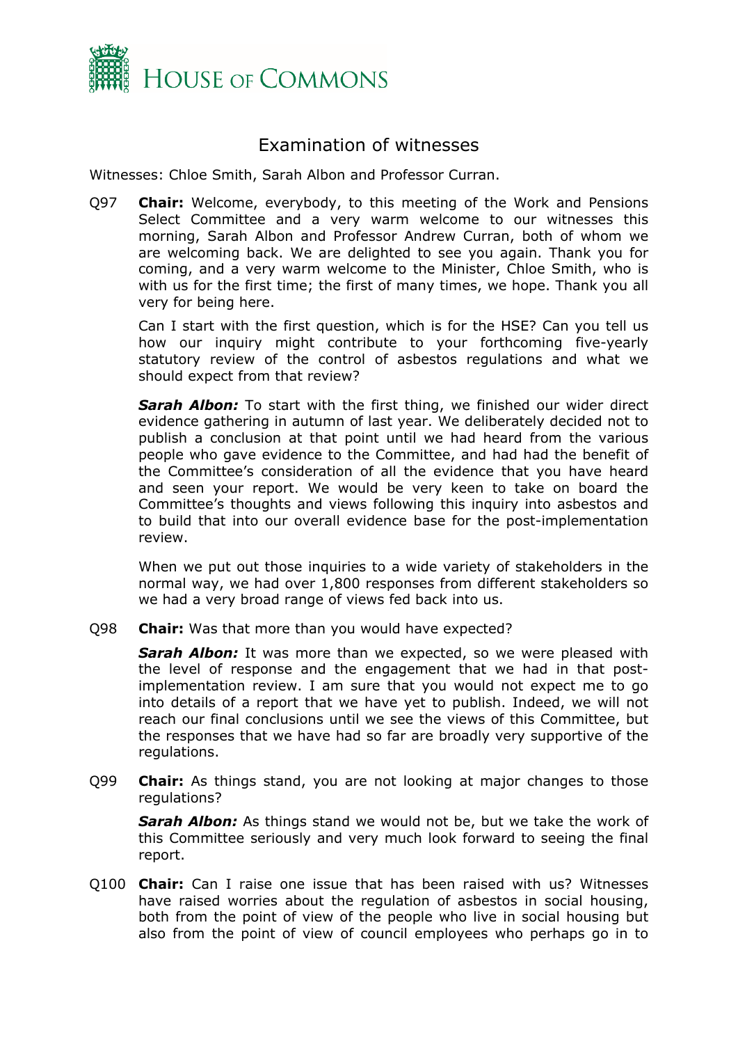# Examination of witnesses

Witnesses: Chloe Smith, Sarah Albon and Professor Curran.

Q97 **Chair:** Welcome, everybody, to this meeting of the Work and Pensions Select Committee and a very warm welcome to our witnesses this morning, Sarah Albon and Professor Andrew Curran, both of whom we are welcoming back. We are delighted to see you again. Thank you for coming, and a very warm welcome to the Minister, Chloe Smith, who is with us for the first time; the first of many times, we hope. Thank you all very for being here.

Can I start with the first question, which is for the HSE? Can you tell us how our inquiry might contribute to your forthcoming five-yearly statutory review of the control of asbestos regulations and what we should expect from that review?

***Sarah Albon:*** To start with the first thing, we finished our wider direct evidence gathering in autumn of last year. We deliberately decided not to publish a conclusion at that point until we had heard from the various people who gave evidence to the Committee, and had had the benefit of the Committee's consideration of all the evidence that you have heard and seen your report. We would be very keen to take on board the Committee's thoughts and views following this inquiry into asbestos and to build that into our overall evidence base for the post-implementation review.

When we put out those inquiries to a wide variety of stakeholders in the normal way, we had over 1,800 responses from different stakeholders so we had a very broad range of views fed back into us.

Q98 **Chair:** Was that more than you would have expected?

***Sarah Albon:*** It was more than we expected, so we were pleased with the level of response and the engagement that we had in that post-implementation review. I am sure that you would not expect me to go into details of a report that we have yet to publish. Indeed, we will not reach our final conclusions until we see the views of this Committee, but the responses that we have had so far are broadly very supportive of the regulations.

Q99 **Chair:** As things stand, you are not looking at major changes to those regulations?

***Sarah Albon:*** As things stand we would not be, but we take the work of this Committee seriously and very much look forward to seeing the final report.

Q100 **Chair:** Can I raise one issue that has been raised with us? Witnesses have raised worries about the regulation of asbestos in social housing, both from the point of view of the people who live in social housing but also from the point of view of council employees who perhaps go in to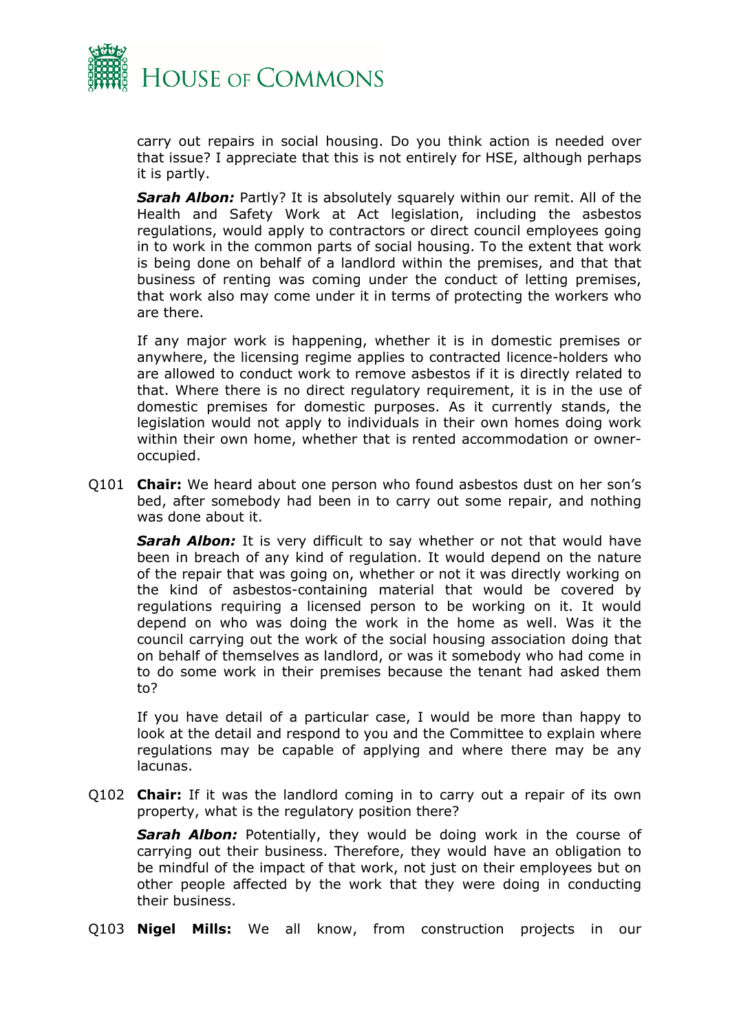carry out repairs in social housing. Do you think action is needed over that issue? I appreciate that this is not entirely for HSE, although perhaps it is partly.

***Sarah Albon:*** Partly? It is absolutely squarely within our remit. All of the Health and Safety Work at Act legislation, including the asbestos regulations, would apply to contractors or direct council employees going in to work in the common parts of social housing. To the extent that work is being done on behalf of a landlord within the premises, and that that business of renting was coming under the conduct of letting premises, that work also may come under it in terms of protecting the workers who are there.

If any major work is happening, whether it is in domestic premises or anywhere, the licensing regime applies to contracted licence-holders who are allowed to conduct work to remove asbestos if it is directly related to that. Where there is no direct regulatory requirement, it is in the use of domestic premises for domestic purposes. As it currently stands, the legislation would not apply to individuals in their own homes doing work within their own home, whether that is rented accommodation or owner-occupied.

Q101 **Chair:** We heard about one person who found asbestos dust on her son's bed, after somebody had been in to carry out some repair, and nothing was done about it.

***Sarah Albon:*** It is very difficult to say whether or not that would have been in breach of any kind of regulation. It would depend on the nature of the repair that was going on, whether or not it was directly working on the kind of asbestos-containing material that would be covered by regulations requiring a licensed person to be working on it. It would depend on who was doing the work in the home as well. Was it the council carrying out the work of the social housing association doing that on behalf of themselves as landlord, or was it somebody who had come in to do some work in their premises because the tenant had asked them to?

If you have detail of a particular case, I would be more than happy to look at the detail and respond to you and the Committee to explain where regulations may be capable of applying and where there may be any lacunas.

Q102 **Chair:** If it was the landlord coming in to carry out a repair of its own property, what is the regulatory position there?

***Sarah Albon:*** Potentially, they would be doing work in the course of carrying out their business. Therefore, they would have an obligation to be mindful of the impact of that work, not just on their employees but on other people affected by the work that they were doing in conducting their business.

Q103 **Nigel Mills:** We all know, from construction projects in our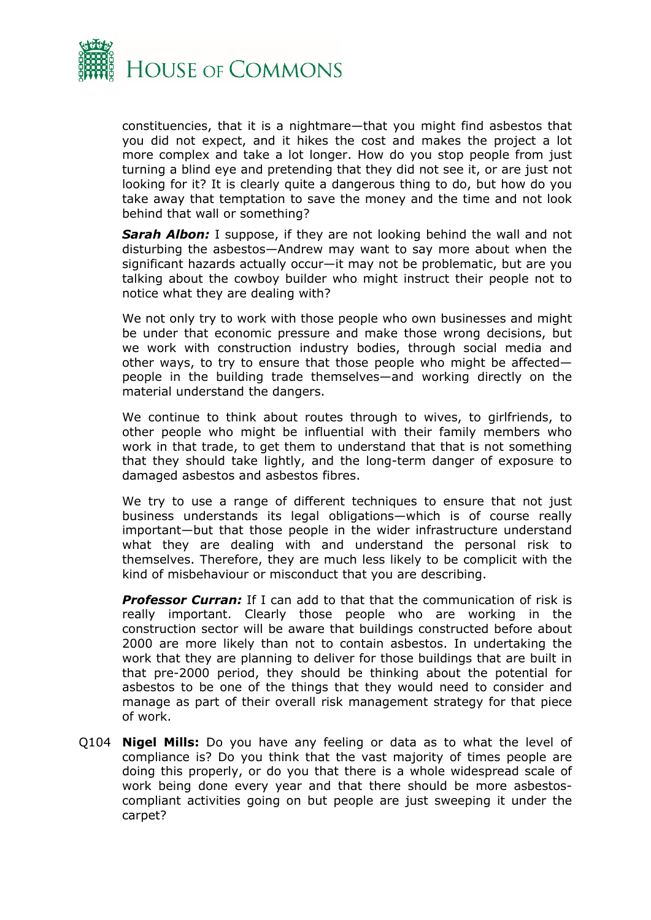constituencies, that it is a nightmare—that you might find asbestos that you did not expect, and it hikes the cost and makes the project a lot more complex and take a lot longer. How do you stop people from just turning a blind eye and pretending that they did not see it, or are just not looking for it? It is clearly quite a dangerous thing to do, but how do you take away that temptation to save the money and the time and not look behind that wall or something?

***Sarah Albon:*** I suppose, if they are not looking behind the wall and not disturbing the asbestos—Andrew may want to say more about when the significant hazards actually occur—it may not be problematic, but are you talking about the cowboy builder who might instruct their people not to notice what they are dealing with?

We not only try to work with those people who own businesses and might be under that economic pressure and make those wrong decisions, but we work with construction industry bodies, through social media and other ways, to try to ensure that those people who might be affected—people in the building trade themselves—and working directly on the material understand the dangers.

We continue to think about routes through to wives, to girlfriends, to other people who might be influential with their family members who work in that trade, to get them to understand that that is not something that they should take lightly, and the long-term danger of exposure to damaged asbestos and asbestos fibres.

We try to use a range of different techniques to ensure that not just business understands its legal obligations—which is of course really important—but that those people in the wider infrastructure understand what they are dealing with and understand the personal risk to themselves. Therefore, they are much less likely to be complicit with the kind of misbehaviour or misconduct that you are describing.

***Professor Curran:*** If I can add to that that the communication of risk is really important. Clearly those people who are working in the construction sector will be aware that buildings constructed before about 2000 are more likely than not to contain asbestos. In undertaking the work that they are planning to deliver for those buildings that are built in that pre-2000 period, they should be thinking about the potential for asbestos to be one of the things that they would need to consider and manage as part of their overall risk management strategy for that piece of work.

Q104 **Nigel Mills:** Do you have any feeling or data as to what the level of compliance is? Do you think that the vast majority of times people are doing this properly, or do you that there is a whole widespread scale of work being done every year and that there should be more asbestos-compliant activities going on but people are just sweeping it under the carpet?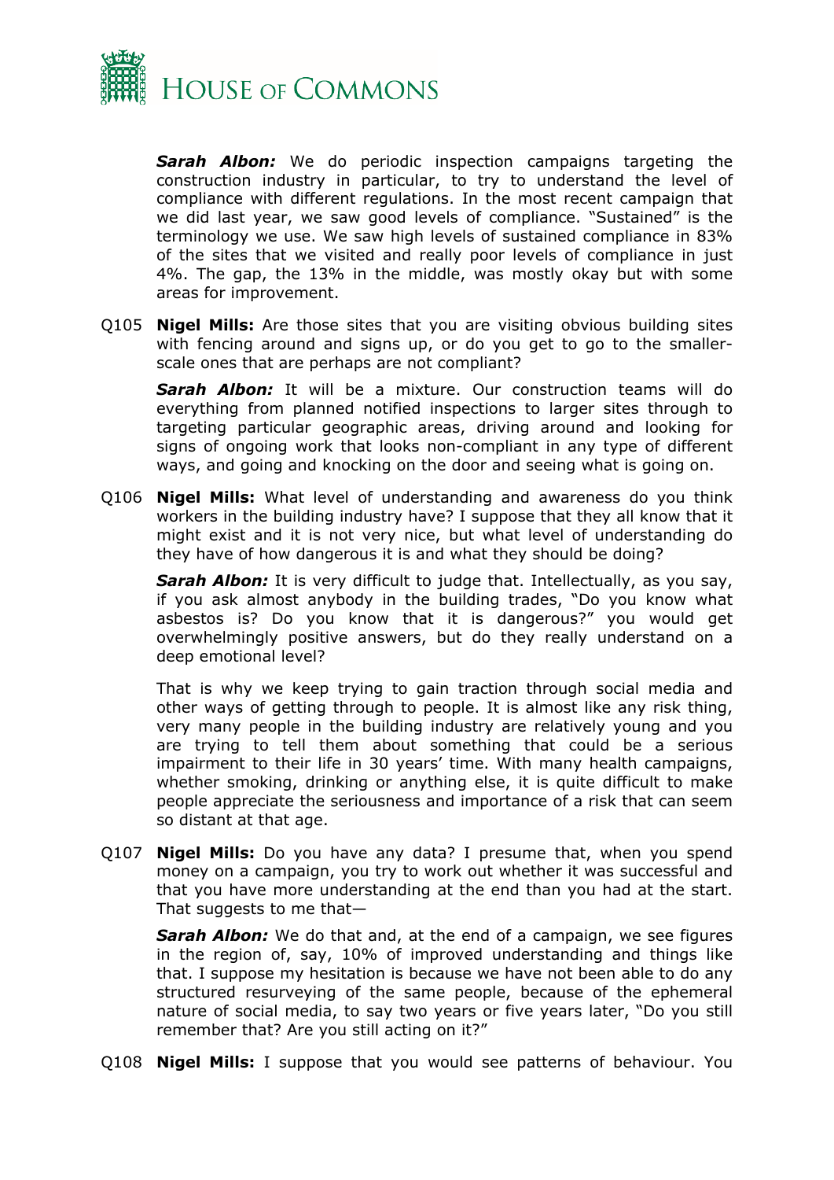***Sarah Albon:*** We do periodic inspection campaigns targeting the construction industry in particular, to try to understand the level of compliance with different regulations. In the most recent campaign that we did last year, we saw good levels of compliance. "Sustained" is the terminology we use. We saw high levels of sustained compliance in 83% of the sites that we visited and really poor levels of compliance in just 4%. The gap, the 13% in the middle, was mostly okay but with some areas for improvement.

Q105 **Nigel Mills:** Are those sites that you are visiting obvious building sites with fencing around and signs up, or do you get to go to the smaller-scale ones that are perhaps are not compliant?

***Sarah Albon:*** It will be a mixture. Our construction teams will do everything from planned notified inspections to larger sites through to targeting particular geographic areas, driving around and looking for signs of ongoing work that looks non-compliant in any type of different ways, and going and knocking on the door and seeing what is going on.

Q106 **Nigel Mills:** What level of understanding and awareness do you think workers in the building industry have? I suppose that they all know that it might exist and it is not very nice, but what level of understanding do they have of how dangerous it is and what they should be doing?

***Sarah Albon:*** It is very difficult to judge that. Intellectually, as you say, if you ask almost anybody in the building trades, "Do you know what asbestos is? Do you know that it is dangerous?" you would get overwhelmingly positive answers, but do they really understand on a deep emotional level?

That is why we keep trying to gain traction through social media and other ways of getting through to people. It is almost like any risk thing, very many people in the building industry are relatively young and you are trying to tell them about something that could be a serious impairment to their life in 30 years' time. With many health campaigns, whether smoking, drinking or anything else, it is quite difficult to make people appreciate the seriousness and importance of a risk that can seem so distant at that age.

Q107 **Nigel Mills:** Do you have any data? I presume that, when you spend money on a campaign, you try to work out whether it was successful and that you have more understanding at the end than you had at the start. That suggests to me that—

***Sarah Albon:*** We do that and, at the end of a campaign, we see figures in the region of, say, 10% of improved understanding and things like that. I suppose my hesitation is because we have not been able to do any structured resurveying of the same people, because of the ephemeral nature of social media, to say two years or five years later, "Do you still remember that? Are you still acting on it?"

Q108 **Nigel Mills:** I suppose that you would see patterns of behaviour. You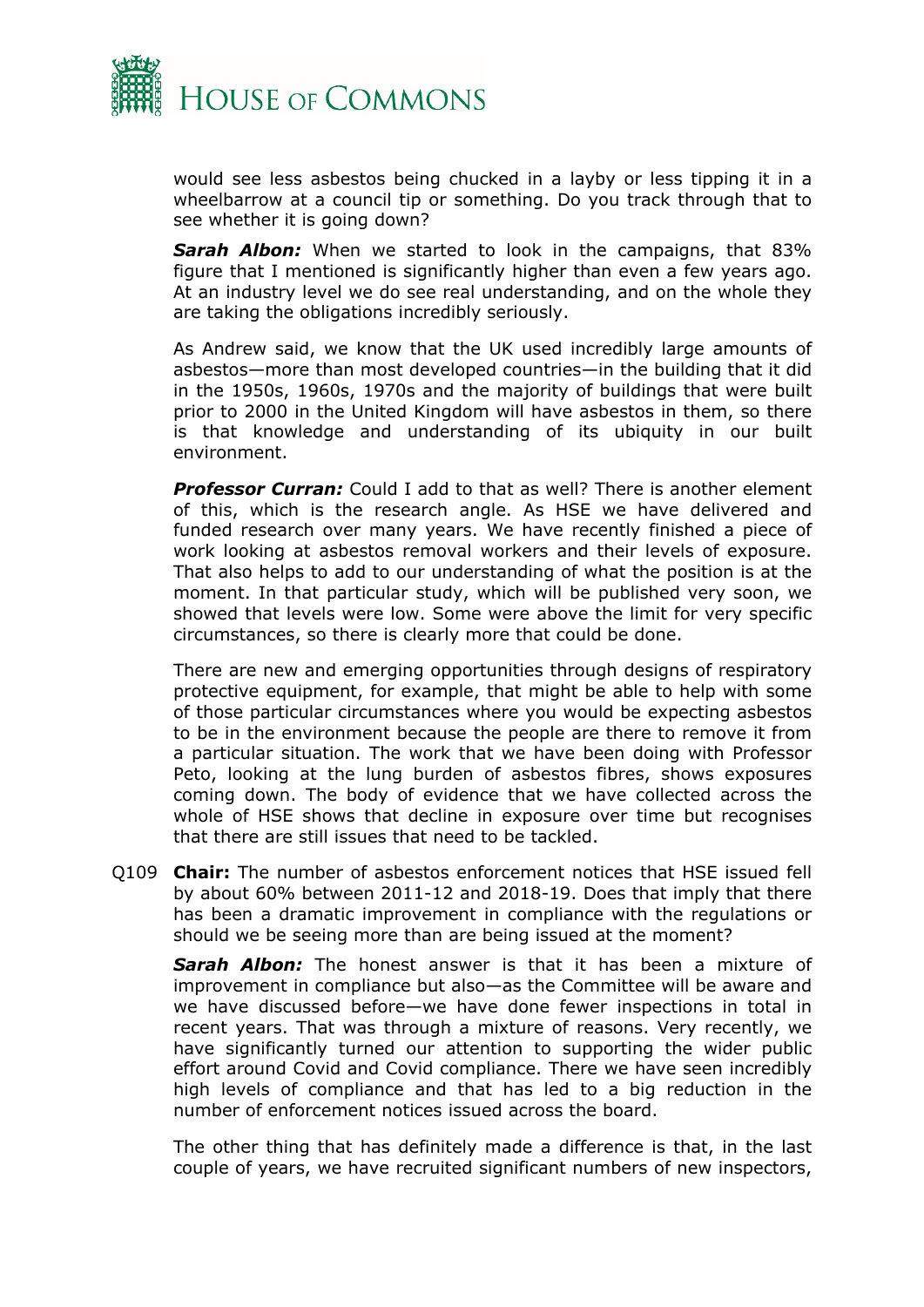would see less asbestos being chucked in a layby or less tipping it in a wheelbarrow at a council tip or something. Do you track through that to see whether it is going down?

***Sarah Albon:*** When we started to look in the campaigns, that 83% figure that I mentioned is significantly higher than even a few years ago. At an industry level we do see real understanding, and on the whole they are taking the obligations incredibly seriously.

As Andrew said, we know that the UK used incredibly large amounts of asbestos—more than most developed countries—in the building that it did in the 1950s, 1960s, 1970s and the majority of buildings that were built prior to 2000 in the United Kingdom will have asbestos in them, so there is that knowledge and understanding of its ubiquity in our built environment.

***Professor Curran:*** Could I add to that as well? There is another element of this, which is the research angle. As HSE we have delivered and funded research over many years. We have recently finished a piece of work looking at asbestos removal workers and their levels of exposure. That also helps to add to our understanding of what the position is at the moment. In that particular study, which will be published very soon, we showed that levels were low. Some were above the limit for very specific circumstances, so there is clearly more that could be done.

There are new and emerging opportunities through designs of respiratory protective equipment, for example, that might be able to help with some of those particular circumstances where you would be expecting asbestos to be in the environment because the people are there to remove it from a particular situation. The work that we have been doing with Professor Peto, looking at the lung burden of asbestos fibres, shows exposures coming down. The body of evidence that we have collected across the whole of HSE shows that decline in exposure over time but recognises that there are still issues that need to be tackled.

Q109 **Chair:** The number of asbestos enforcement notices that HSE issued fell by about 60% between 2011-12 and 2018-19. Does that imply that there has been a dramatic improvement in compliance with the regulations or should we be seeing more than are being issued at the moment?

***Sarah Albon:*** The honest answer is that it has been a mixture of improvement in compliance but also—as the Committee will be aware and we have discussed before—we have done fewer inspections in total in recent years. That was through a mixture of reasons. Very recently, we have significantly turned our attention to supporting the wider public effort around Covid and Covid compliance. There we have seen incredibly high levels of compliance and that has led to a big reduction in the number of enforcement notices issued across the board.

The other thing that has definitely made a difference is that, in the last couple of years, we have recruited significant numbers of new inspectors,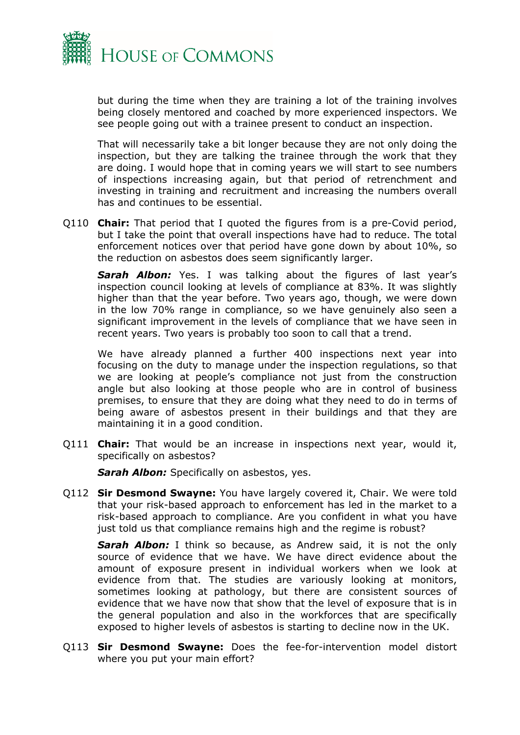but during the time when they are training a lot of the training involves being closely mentored and coached by more experienced inspectors. We see people going out with a trainee present to conduct an inspection.

That will necessarily take a bit longer because they are not only doing the inspection, but they are talking the trainee through the work that they are doing. I would hope that in coming years we will start to see numbers of inspections increasing again, but that period of retrenchment and investing in training and recruitment and increasing the numbers overall has and continues to be essential.

Q110 **Chair:** That period that I quoted the figures from is a pre-Covid period, but I take the point that overall inspections have had to reduce. The total enforcement notices over that period have gone down by about 10%, so the reduction on asbestos does seem significantly larger.

***Sarah Albon:*** Yes. I was talking about the figures of last year's inspection council looking at levels of compliance at 83%. It was slightly higher than that the year before. Two years ago, though, we were down in the low 70% range in compliance, so we have genuinely also seen a significant improvement in the levels of compliance that we have seen in recent years. Two years is probably too soon to call that a trend.

We have already planned a further 400 inspections next year into focusing on the duty to manage under the inspection regulations, so that we are looking at people's compliance not just from the construction angle but also looking at those people who are in control of business premises, to ensure that they are doing what they need to do in terms of being aware of asbestos present in their buildings and that they are maintaining it in a good condition.

Q111 **Chair:** That would be an increase in inspections next year, would it, specifically on asbestos?

***Sarah Albon:*** Specifically on asbestos, yes.

Q112 **Sir Desmond Swayne:** You have largely covered it, Chair. We were told that your risk-based approach to enforcement has led in the market to a risk-based approach to compliance. Are you confident in what you have just told us that compliance remains high and the regime is robust?

***Sarah Albon:*** I think so because, as Andrew said, it is not the only source of evidence that we have. We have direct evidence about the amount of exposure present in individual workers when we look at evidence from that. The studies are variously looking at monitors, sometimes looking at pathology, but there are consistent sources of evidence that we have now that show that the level of exposure that is in the general population and also in the workforces that are specifically exposed to higher levels of asbestos is starting to decline now in the UK.

Q113 **Sir Desmond Swayne:** Does the fee-for-intervention model distort where you put your main effort?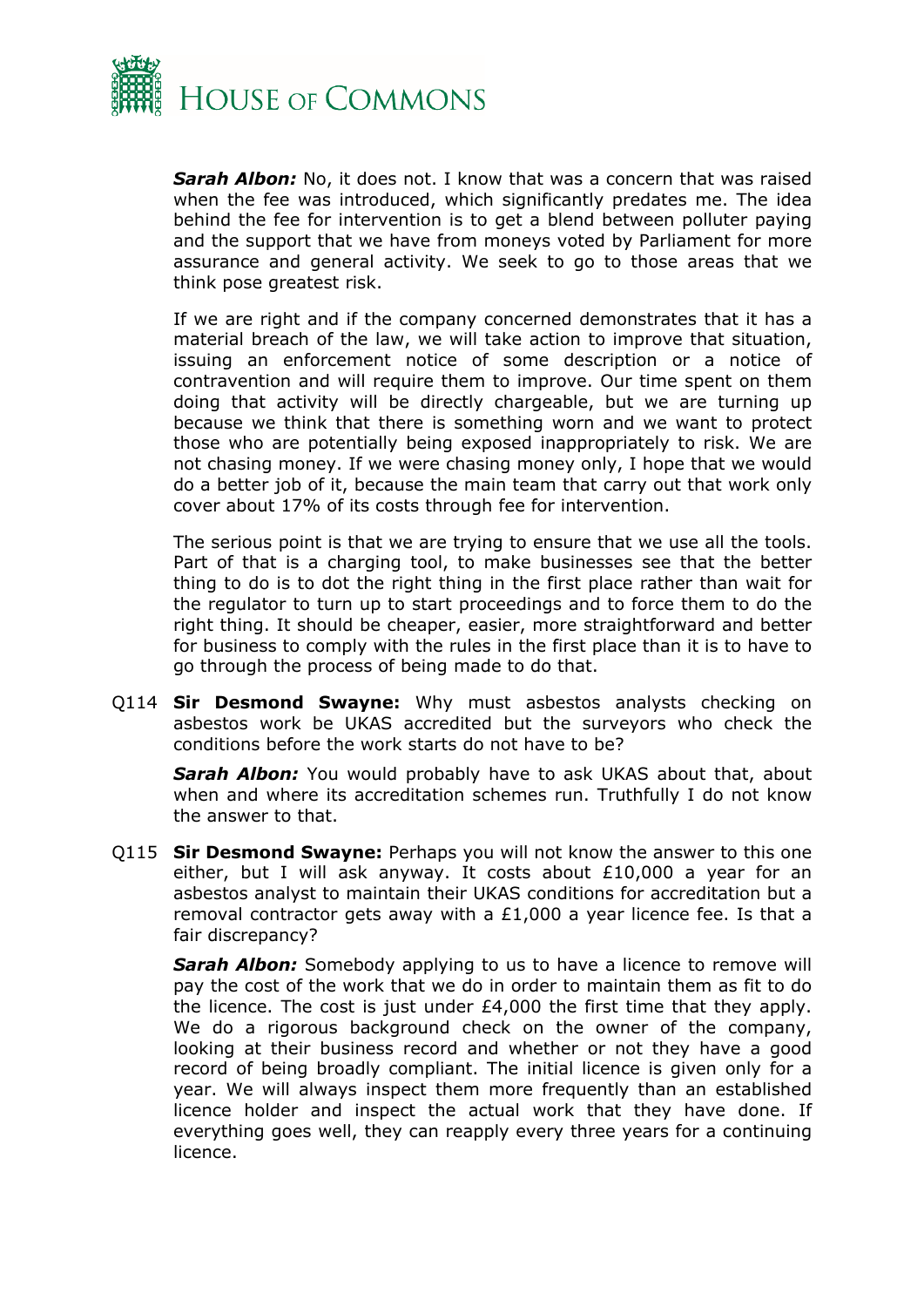***Sarah Albon:*** No, it does not. I know that was a concern that was raised when the fee was introduced, which significantly predates me. The idea behind the fee for intervention is to get a blend between polluter paying and the support that we have from moneys voted by Parliament for more assurance and general activity. We seek to go to those areas that we think pose greatest risk.

If we are right and if the company concerned demonstrates that it has a material breach of the law, we will take action to improve that situation, issuing an enforcement notice of some description or a notice of contravention and will require them to improve. Our time spent on them doing that activity will be directly chargeable, but we are turning up because we think that there is something worn and we want to protect those who are potentially being exposed inappropriately to risk. We are not chasing money. If we were chasing money only, I hope that we would do a better job of it, because the main team that carry out that work only cover about 17% of its costs through fee for intervention.

The serious point is that we are trying to ensure that we use all the tools. Part of that is a charging tool, to make businesses see that the better thing to do is to dot the right thing in the first place rather than wait for the regulator to turn up to start proceedings and to force them to do the right thing. It should be cheaper, easier, more straightforward and better for business to comply with the rules in the first place than it is to have to go through the process of being made to do that.

Q114 **Sir Desmond Swayne:** Why must asbestos analysts checking on asbestos work be UKAS accredited but the surveyors who check the conditions before the work starts do not have to be?

***Sarah Albon:*** You would probably have to ask UKAS about that, about when and where its accreditation schemes run. Truthfully I do not know the answer to that.

Q115 **Sir Desmond Swayne:** Perhaps you will not know the answer to this one either, but I will ask anyway. It costs about £10,000 a year for an asbestos analyst to maintain their UKAS conditions for accreditation but a removal contractor gets away with a £1,000 a year licence fee. Is that a fair discrepancy?

***Sarah Albon:*** Somebody applying to us to have a licence to remove will pay the cost of the work that we do in order to maintain them as fit to do the licence. The cost is just under £4,000 the first time that they apply. We do a rigorous background check on the owner of the company, looking at their business record and whether or not they have a good record of being broadly compliant. The initial licence is given only for a year. We will always inspect them more frequently than an established licence holder and inspect the actual work that they have done. If everything goes well, they can reapply every three years for a continuing licence.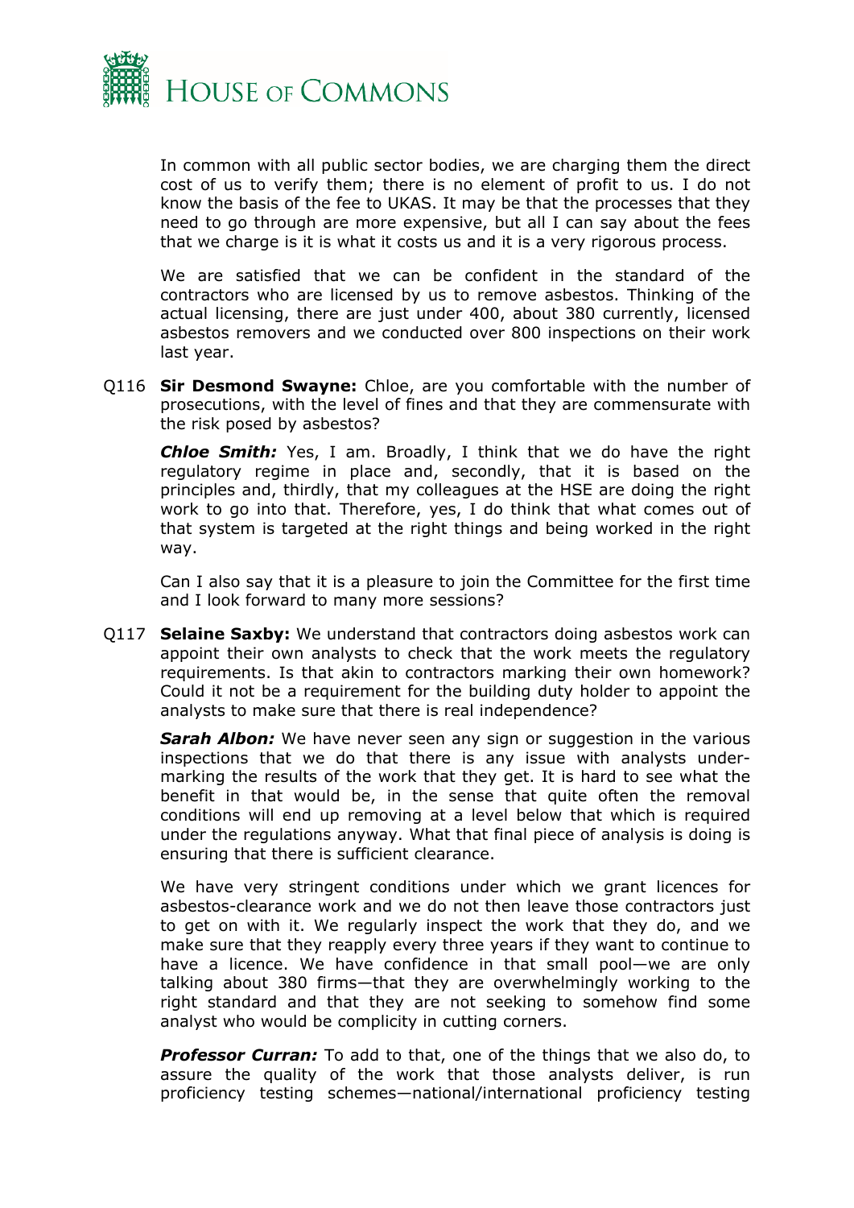In common with all public sector bodies, we are charging them the direct cost of us to verify them; there is no element of profit to us. I do not know the basis of the fee to UKAS. It may be that the processes that they need to go through are more expensive, but all I can say about the fees that we charge is it is what it costs us and it is a very rigorous process.

We are satisfied that we can be confident in the standard of the contractors who are licensed by us to remove asbestos. Thinking of the actual licensing, there are just under 400, about 380 currently, licensed asbestos removers and we conducted over 800 inspections on their work last year.

Q116 **Sir Desmond Swayne:** Chloe, are you comfortable with the number of prosecutions, with the level of fines and that they are commensurate with the risk posed by asbestos?

***Chloe Smith:*** Yes, I am. Broadly, I think that we do have the right regulatory regime in place and, secondly, that it is based on the principles and, thirdly, that my colleagues at the HSE are doing the right work to go into that. Therefore, yes, I do think that what comes out of that system is targeted at the right things and being worked in the right way.

Can I also say that it is a pleasure to join the Committee for the first time and I look forward to many more sessions?

Q117 **Selaine Saxby:** We understand that contractors doing asbestos work can appoint their own analysts to check that the work meets the regulatory requirements. Is that akin to contractors marking their own homework? Could it not be a requirement for the building duty holder to appoint the analysts to make sure that there is real independence?

***Sarah Albon:*** We have never seen any sign or suggestion in the various inspections that we do that there is any issue with analysts under-marking the results of the work that they get. It is hard to see what the benefit in that would be, in the sense that quite often the removal conditions will end up removing at a level below that which is required under the regulations anyway. What that final piece of analysis is doing is ensuring that there is sufficient clearance.

We have very stringent conditions under which we grant licences for asbestos-clearance work and we do not then leave those contractors just to get on with it. We regularly inspect the work that they do, and we make sure that they reapply every three years if they want to continue to have a licence. We have confidence in that small pool—we are only talking about 380 firms—that they are overwhelmingly working to the right standard and that they are not seeking to somehow find some analyst who would be complicity in cutting corners.

***Professor Curran:*** To add to that, one of the things that we also do, to assure the quality of the work that those analysts deliver, is run proficiency testing schemes—national/international proficiency testing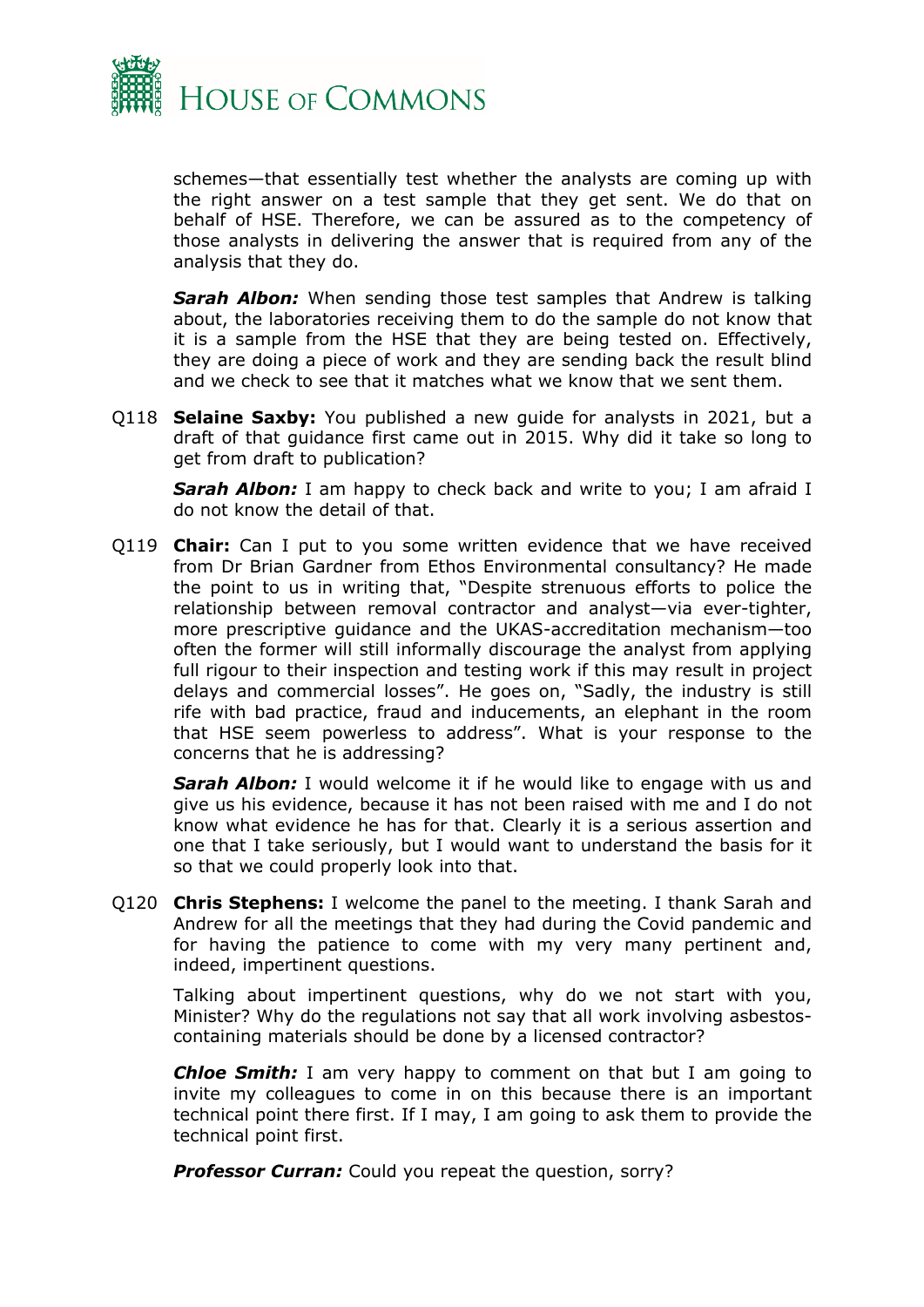schemes—that essentially test whether the analysts are coming up with the right answer on a test sample that they get sent. We do that on behalf of HSE. Therefore, we can be assured as to the competency of those analysts in delivering the answer that is required from any of the analysis that they do.

***Sarah Albon:*** When sending those test samples that Andrew is talking about, the laboratories receiving them to do the sample do not know that it is a sample from the HSE that they are being tested on. Effectively, they are doing a piece of work and they are sending back the result blind and we check to see that it matches what we know that we sent them.

Q118 **Selaine Saxby:** You published a new guide for analysts in 2021, but a draft of that guidance first came out in 2015. Why did it take so long to get from draft to publication?

***Sarah Albon:*** I am happy to check back and write to you; I am afraid I do not know the detail of that.

Q119 **Chair:** Can I put to you some written evidence that we have received from Dr Brian Gardner from Ethos Environmental consultancy? He made the point to us in writing that, "Despite strenuous efforts to police the relationship between removal contractor and analyst—via ever-tighter, more prescriptive guidance and the UKAS-accreditation mechanism—too often the former will still informally discourage the analyst from applying full rigour to their inspection and testing work if this may result in project delays and commercial losses". He goes on, "Sadly, the industry is still rife with bad practice, fraud and inducements, an elephant in the room that HSE seem powerless to address". What is your response to the concerns that he is addressing?

***Sarah Albon:*** I would welcome it if he would like to engage with us and give us his evidence, because it has not been raised with me and I do not know what evidence he has for that. Clearly it is a serious assertion and one that I take seriously, but I would want to understand the basis for it so that we could properly look into that.

Q120 **Chris Stephens:** I welcome the panel to the meeting. I thank Sarah and Andrew for all the meetings that they had during the Covid pandemic and for having the patience to come with my very many pertinent and, indeed, impertinent questions.

Talking about impertinent questions, why do we not start with you, Minister? Why do the regulations not say that all work involving asbestos-containing materials should be done by a licensed contractor?

***Chloe Smith:*** I am very happy to comment on that but I am going to invite my colleagues to come in on this because there is an important technical point there first. If I may, I am going to ask them to provide the technical point first.

***Professor Curran:*** Could you repeat the question, sorry?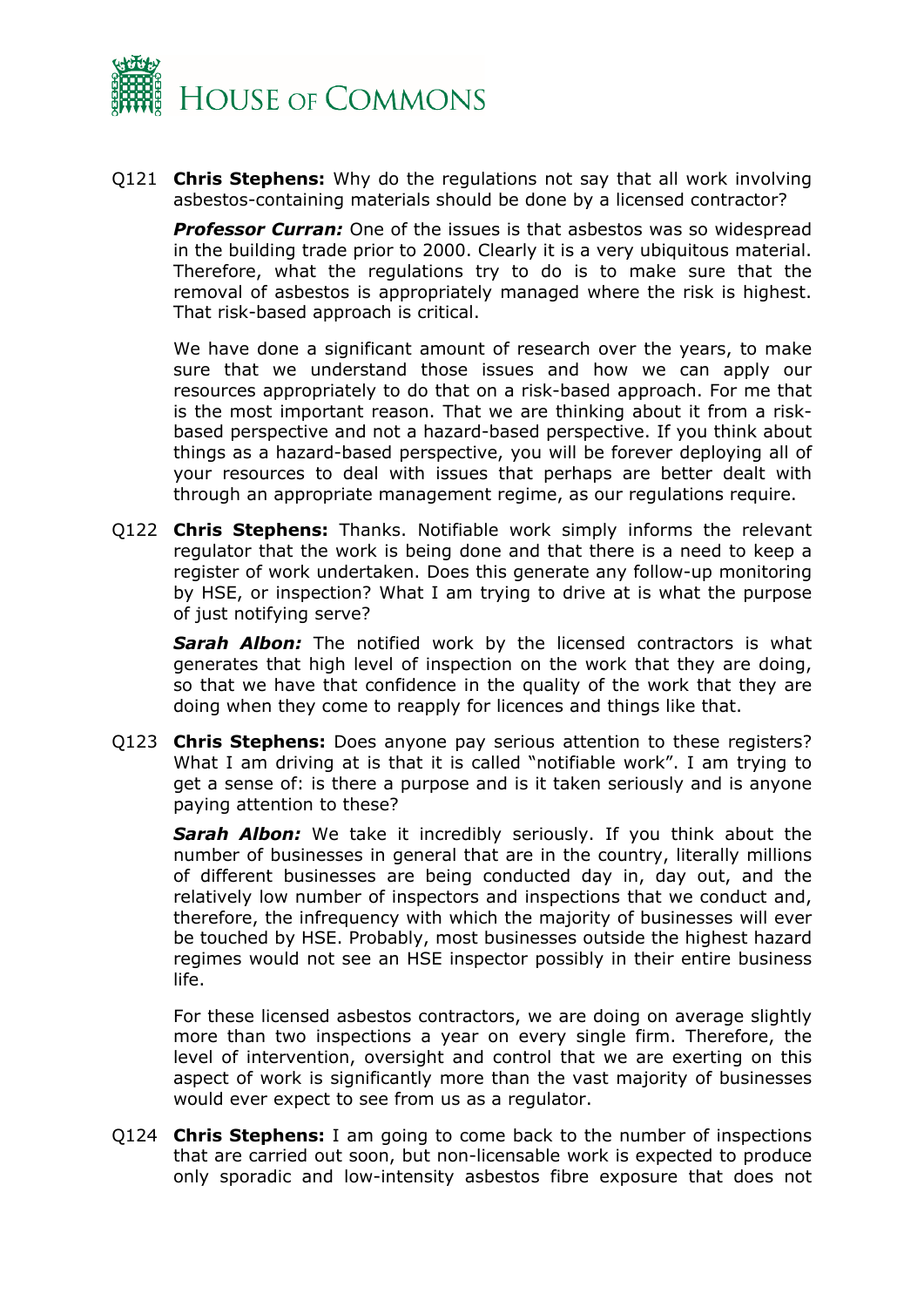Q121 **Chris Stephens:** Why do the regulations not say that all work involving asbestos-containing materials should be done by a licensed contractor?

***Professor Curran:*** One of the issues is that asbestos was so widespread in the building trade prior to 2000. Clearly it is a very ubiquitous material. Therefore, what the regulations try to do is to make sure that the removal of asbestos is appropriately managed where the risk is highest. That risk-based approach is critical.

We have done a significant amount of research over the years, to make sure that we understand those issues and how we can apply our resources appropriately to do that on a risk-based approach. For me that is the most important reason. That we are thinking about it from a risk-based perspective and not a hazard-based perspective. If you think about things as a hazard-based perspective, you will be forever deploying all of your resources to deal with issues that perhaps are better dealt with through an appropriate management regime, as our regulations require.

Q122 **Chris Stephens:** Thanks. Notifiable work simply informs the relevant regulator that the work is being done and that there is a need to keep a register of work undertaken. Does this generate any follow-up monitoring by HSE, or inspection? What I am trying to drive at is what the purpose of just notifying serve?

***Sarah Albon:*** The notified work by the licensed contractors is what generates that high level of inspection on the work that they are doing, so that we have that confidence in the quality of the work that they are doing when they come to reapply for licences and things like that.

Q123 **Chris Stephens:** Does anyone pay serious attention to these registers? What I am driving at is that it is called "notifiable work". I am trying to get a sense of: is there a purpose and is it taken seriously and is anyone paying attention to these?

***Sarah Albon:*** We take it incredibly seriously. If you think about the number of businesses in general that are in the country, literally millions of different businesses are being conducted day in, day out, and the relatively low number of inspectors and inspections that we conduct and, therefore, the infrequency with which the majority of businesses will ever be touched by HSE. Probably, most businesses outside the highest hazard regimes would not see an HSE inspector possibly in their entire business life.

For these licensed asbestos contractors, we are doing on average slightly more than two inspections a year on every single firm. Therefore, the level of intervention, oversight and control that we are exerting on this aspect of work is significantly more than the vast majority of businesses would ever expect to see from us as a regulator.

Q124 **Chris Stephens:** I am going to come back to the number of inspections that are carried out soon, but non-licensable work is expected to produce only sporadic and low-intensity asbestos fibre exposure that does not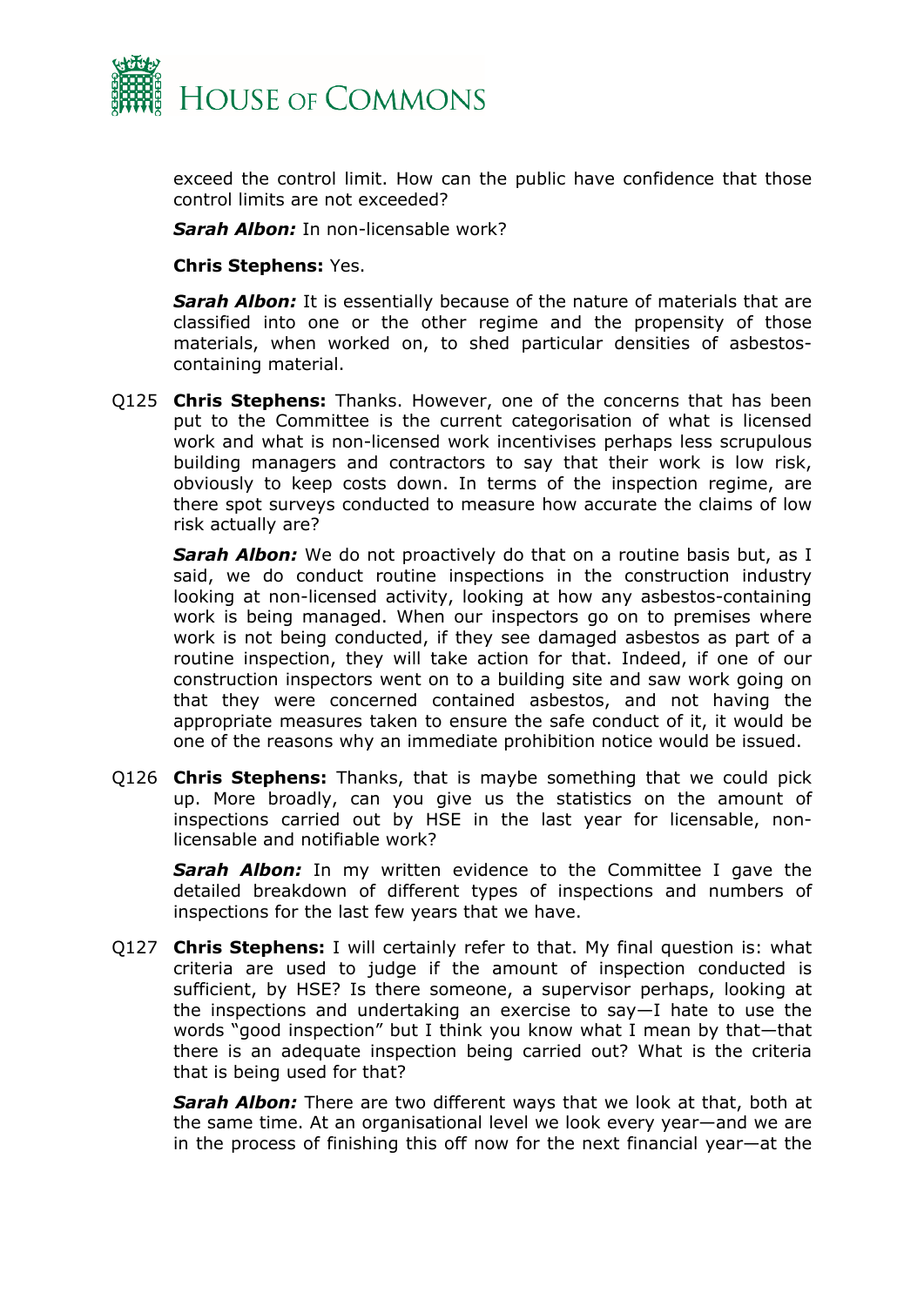exceed the control limit. How can the public have confidence that those control limits are not exceeded?

***Sarah Albon:*** In non-licensable work?

**Chris Stephens:** Yes.

***Sarah Albon:*** It is essentially because of the nature of materials that are classified into one or the other regime and the propensity of those materials, when worked on, to shed particular densities of asbestos-containing material.

Q125 **Chris Stephens:** Thanks. However, one of the concerns that has been put to the Committee is the current categorisation of what is licensed work and what is non-licensed work incentivises perhaps less scrupulous building managers and contractors to say that their work is low risk, obviously to keep costs down. In terms of the inspection regime, are there spot surveys conducted to measure how accurate the claims of low risk actually are?

***Sarah Albon:*** We do not proactively do that on a routine basis but, as I said, we do conduct routine inspections in the construction industry looking at non-licensed activity, looking at how any asbestos-containing work is being managed. When our inspectors go on to premises where work is not being conducted, if they see damaged asbestos as part of a routine inspection, they will take action for that. Indeed, if one of our construction inspectors went on to a building site and saw work going on that they were concerned contained asbestos, and not having the appropriate measures taken to ensure the safe conduct of it, it would be one of the reasons why an immediate prohibition notice would be issued.

Q126 **Chris Stephens:** Thanks, that is maybe something that we could pick up. More broadly, can you give us the statistics on the amount of inspections carried out by HSE in the last year for licensable, non-licensable and notifiable work?

***Sarah Albon:*** In my written evidence to the Committee I gave the detailed breakdown of different types of inspections and numbers of inspections for the last few years that we have.

Q127 **Chris Stephens:** I will certainly refer to that. My final question is: what criteria are used to judge if the amount of inspection conducted is sufficient, by HSE? Is there someone, a supervisor perhaps, looking at the inspections and undertaking an exercise to say—I hate to use the words "good inspection" but I think you know what I mean by that—that there is an adequate inspection being carried out? What is the criteria that is being used for that?

***Sarah Albon:*** There are two different ways that we look at that, both at the same time. At an organisational level we look every year—and we are in the process of finishing this off now for the next financial year—at the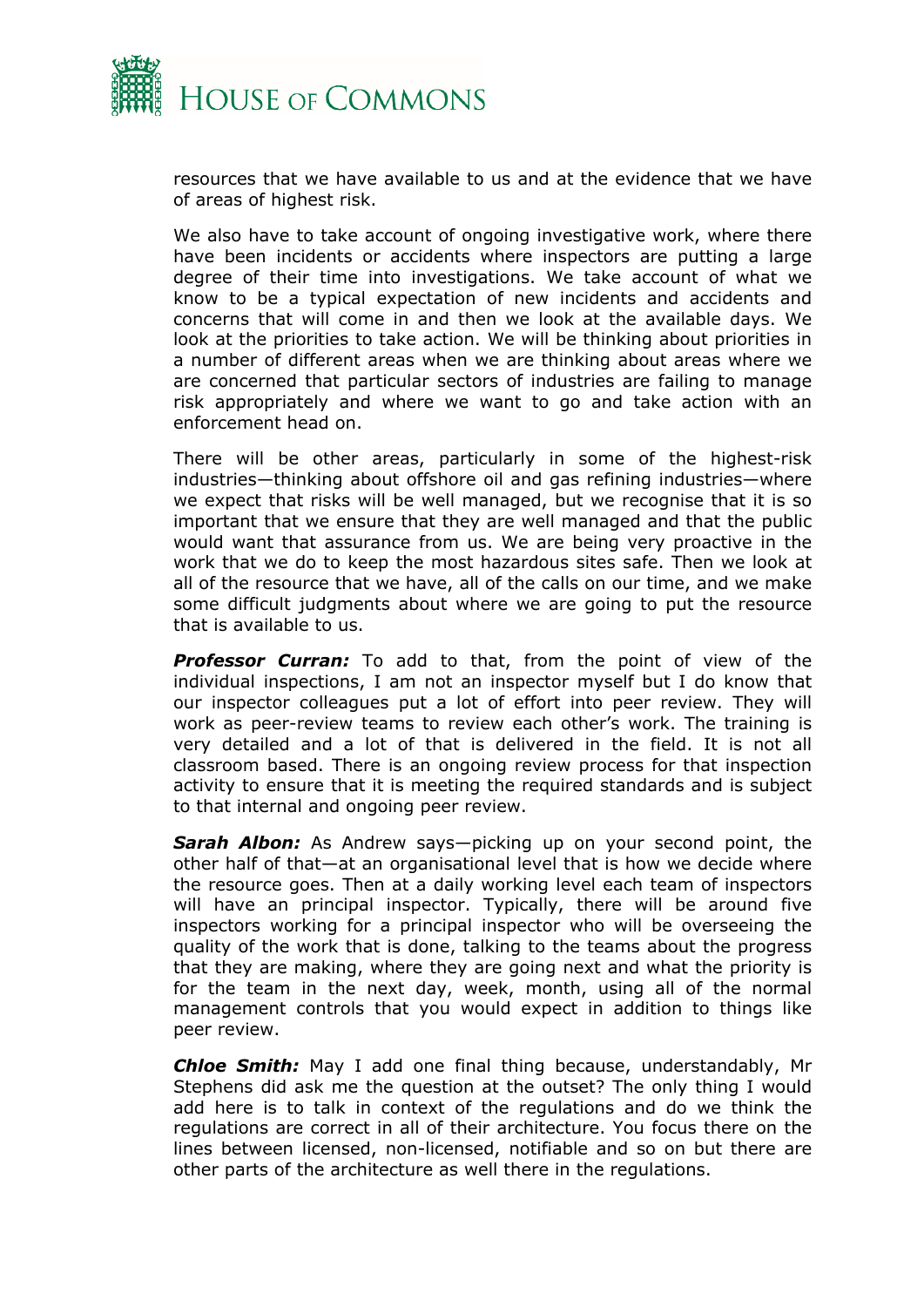resources that we have available to us and at the evidence that we have of areas of highest risk.

We also have to take account of ongoing investigative work, where there have been incidents or accidents where inspectors are putting a large degree of their time into investigations. We take account of what we know to be a typical expectation of new incidents and accidents and concerns that will come in and then we look at the available days. We look at the priorities to take action. We will be thinking about priorities in a number of different areas when we are thinking about areas where we are concerned that particular sectors of industries are failing to manage risk appropriately and where we want to go and take action with an enforcement head on.

There will be other areas, particularly in some of the highest-risk industries—thinking about offshore oil and gas refining industries—where we expect that risks will be well managed, but we recognise that it is so important that we ensure that they are well managed and that the public would want that assurance from us. We are being very proactive in the work that we do to keep the most hazardous sites safe. Then we look at all of the resource that we have, all of the calls on our time, and we make some difficult judgments about where we are going to put the resource that is available to us.

***Professor Curran:*** To add to that, from the point of view of the individual inspections, I am not an inspector myself but I do know that our inspector colleagues put a lot of effort into peer review. They will work as peer-review teams to review each other's work. The training is very detailed and a lot of that is delivered in the field. It is not all classroom based. There is an ongoing review process for that inspection activity to ensure that it is meeting the required standards and is subject to that internal and ongoing peer review.

***Sarah Albon:*** As Andrew says—picking up on your second point, the other half of that—at an organisational level that is how we decide where the resource goes. Then at a daily working level each team of inspectors will have an principal inspector. Typically, there will be around five inspectors working for a principal inspector who will be overseeing the quality of the work that is done, talking to the teams about the progress that they are making, where they are going next and what the priority is for the team in the next day, week, month, using all of the normal management controls that you would expect in addition to things like peer review.

***Chloe Smith:*** May I add one final thing because, understandably, Mr Stephens did ask me the question at the outset? The only thing I would add here is to talk in context of the regulations and do we think the regulations are correct in all of their architecture. You focus there on the lines between licensed, non-licensed, notifiable and so on but there are other parts of the architecture as well there in the regulations.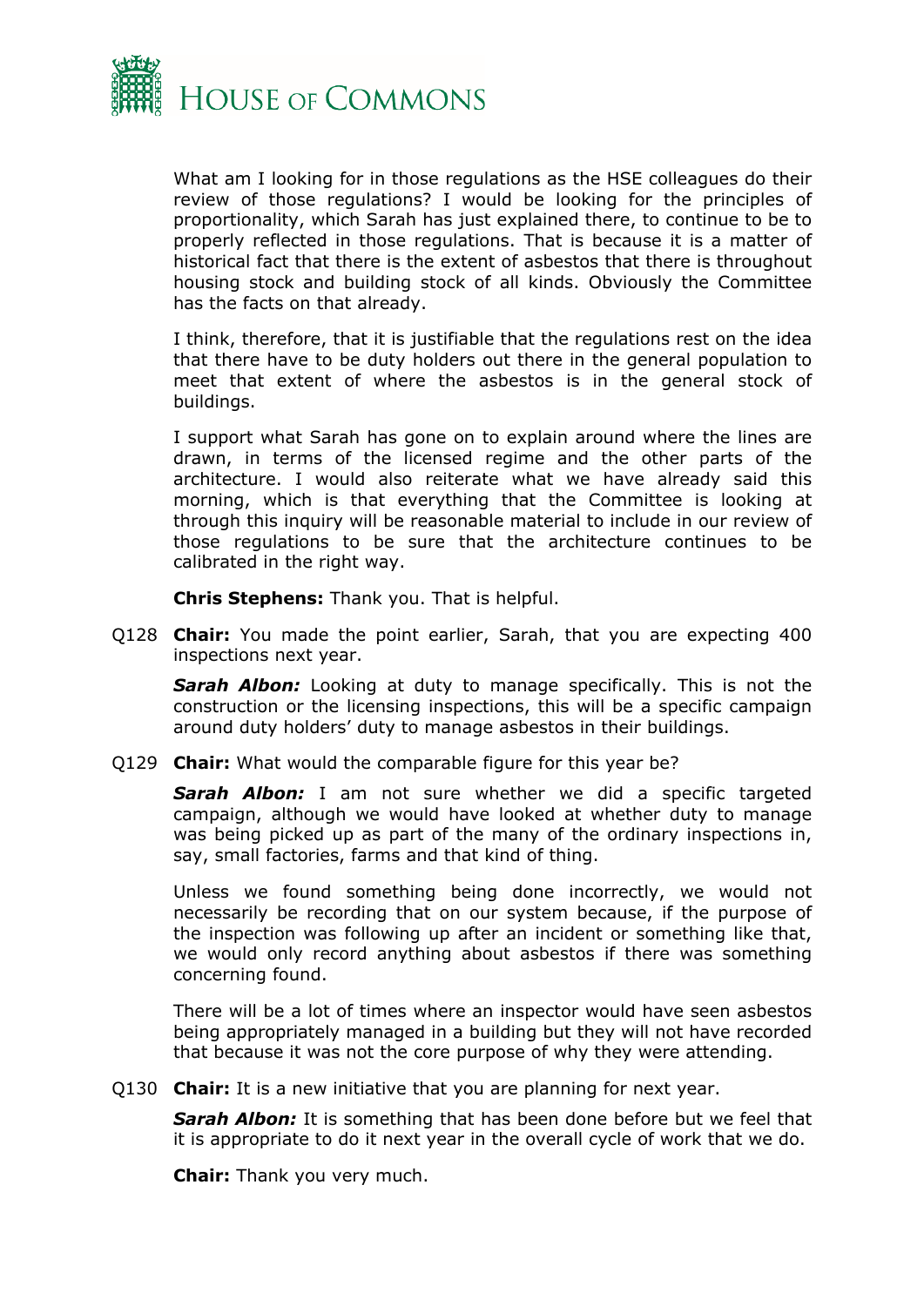What am I looking for in those regulations as the HSE colleagues do their review of those regulations? I would be looking for the principles of proportionality, which Sarah has just explained there, to continue to be to properly reflected in those regulations. That is because it is a matter of historical fact that there is the extent of asbestos that there is throughout housing stock and building stock of all kinds. Obviously the Committee has the facts on that already.

I think, therefore, that it is justifiable that the regulations rest on the idea that there have to be duty holders out there in the general population to meet that extent of where the asbestos is in the general stock of buildings.

I support what Sarah has gone on to explain around where the lines are drawn, in terms of the licensed regime and the other parts of the architecture. I would also reiterate what we have already said this morning, which is that everything that the Committee is looking at through this inquiry will be reasonable material to include in our review of those regulations to be sure that the architecture continues to be calibrated in the right way.

**Chris Stephens:** Thank you. That is helpful.

Q128 **Chair:** You made the point earlier, Sarah, that you are expecting 400 inspections next year.

***Sarah Albon:*** Looking at duty to manage specifically. This is not the construction or the licensing inspections, this will be a specific campaign around duty holders' duty to manage asbestos in their buildings.

Q129 **Chair:** What would the comparable figure for this year be?

***Sarah Albon:*** I am not sure whether we did a specific targeted campaign, although we would have looked at whether duty to manage was being picked up as part of the many of the ordinary inspections in, say, small factories, farms and that kind of thing.

Unless we found something being done incorrectly, we would not necessarily be recording that on our system because, if the purpose of the inspection was following up after an incident or something like that, we would only record anything about asbestos if there was something concerning found.

There will be a lot of times where an inspector would have seen asbestos being appropriately managed in a building but they will not have recorded that because it was not the core purpose of why they were attending.

Q130 **Chair:** It is a new initiative that you are planning for next year.

***Sarah Albon:*** It is something that has been done before but we feel that it is appropriate to do it next year in the overall cycle of work that we do.

**Chair:** Thank you very much.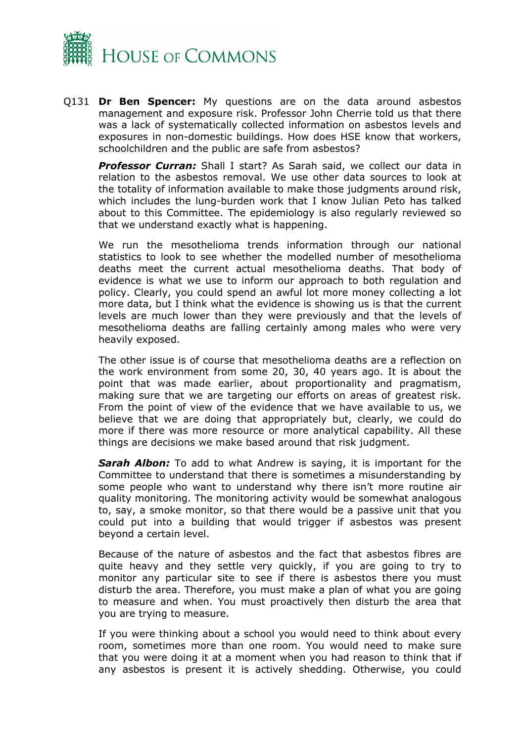Q131 **Dr Ben Spencer:** My questions are on the data around asbestos management and exposure risk. Professor John Cherrie told us that there was a lack of systematically collected information on asbestos levels and exposures in non-domestic buildings. How does HSE know that workers, schoolchildren and the public are safe from asbestos?

***Professor Curran:*** Shall I start? As Sarah said, we collect our data in relation to the asbestos removal. We use other data sources to look at the totality of information available to make those judgments around risk, which includes the lung-burden work that I know Julian Peto has talked about to this Committee. The epidemiology is also regularly reviewed so that we understand exactly what is happening.

We run the mesothelioma trends information through our national statistics to look to see whether the modelled number of mesothelioma deaths meet the current actual mesothelioma deaths. That body of evidence is what we use to inform our approach to both regulation and policy. Clearly, you could spend an awful lot more money collecting a lot more data, but I think what the evidence is showing us is that the current levels are much lower than they were previously and that the levels of mesothelioma deaths are falling certainly among males who were very heavily exposed.

The other issue is of course that mesothelioma deaths are a reflection on the work environment from some 20, 30, 40 years ago. It is about the point that was made earlier, about proportionality and pragmatism, making sure that we are targeting our efforts on areas of greatest risk. From the point of view of the evidence that we have available to us, we believe that we are doing that appropriately but, clearly, we could do more if there was more resource or more analytical capability. All these things are decisions we make based around that risk judgment.

***Sarah Albon:*** To add to what Andrew is saying, it is important for the Committee to understand that there is sometimes a misunderstanding by some people who want to understand why there isn't more routine air quality monitoring. The monitoring activity would be somewhat analogous to, say, a smoke monitor, so that there would be a passive unit that you could put into a building that would trigger if asbestos was present beyond a certain level.

Because of the nature of asbestos and the fact that asbestos fibres are quite heavy and they settle very quickly, if you are going to try to monitor any particular site to see if there is asbestos there you must disturb the area. Therefore, you must make a plan of what you are going to measure and when. You must proactively then disturb the area that you are trying to measure.

If you were thinking about a school you would need to think about every room, sometimes more than one room. You would need to make sure that you were doing it at a moment when you had reason to think that if any asbestos is present it is actively shedding. Otherwise, you could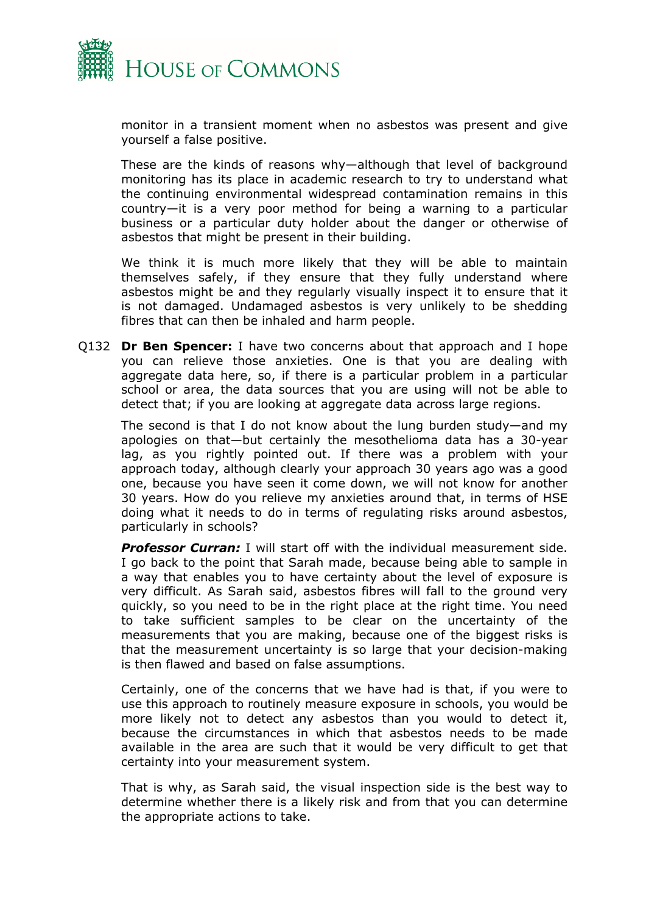monitor in a transient moment when no asbestos was present and give yourself a false positive.

These are the kinds of reasons why—although that level of background monitoring has its place in academic research to try to understand what the continuing environmental widespread contamination remains in this country—it is a very poor method for being a warning to a particular business or a particular duty holder about the danger or otherwise of asbestos that might be present in their building.

We think it is much more likely that they will be able to maintain themselves safely, if they ensure that they fully understand where asbestos might be and they regularly visually inspect it to ensure that it is not damaged. Undamaged asbestos is very unlikely to be shedding fibres that can then be inhaled and harm people.

Q132 **Dr Ben Spencer:** I have two concerns about that approach and I hope you can relieve those anxieties. One is that you are dealing with aggregate data here, so, if there is a particular problem in a particular school or area, the data sources that you are using will not be able to detect that; if you are looking at aggregate data across large regions.

The second is that I do not know about the lung burden study—and my apologies on that—but certainly the mesothelioma data has a 30-year lag, as you rightly pointed out. If there was a problem with your approach today, although clearly your approach 30 years ago was a good one, because you have seen it come down, we will not know for another 30 years. How do you relieve my anxieties around that, in terms of HSE doing what it needs to do in terms of regulating risks around asbestos, particularly in schools?

***Professor Curran:*** I will start off with the individual measurement side. I go back to the point that Sarah made, because being able to sample in a way that enables you to have certainty about the level of exposure is very difficult. As Sarah said, asbestos fibres will fall to the ground very quickly, so you need to be in the right place at the right time. You need to take sufficient samples to be clear on the uncertainty of the measurements that you are making, because one of the biggest risks is that the measurement uncertainty is so large that your decision-making is then flawed and based on false assumptions.

Certainly, one of the concerns that we have had is that, if you were to use this approach to routinely measure exposure in schools, you would be more likely not to detect any asbestos than you would to detect it, because the circumstances in which that asbestos needs to be made available in the area are such that it would be very difficult to get that certainty into your measurement system.

That is why, as Sarah said, the visual inspection side is the best way to determine whether there is a likely risk and from that you can determine the appropriate actions to take.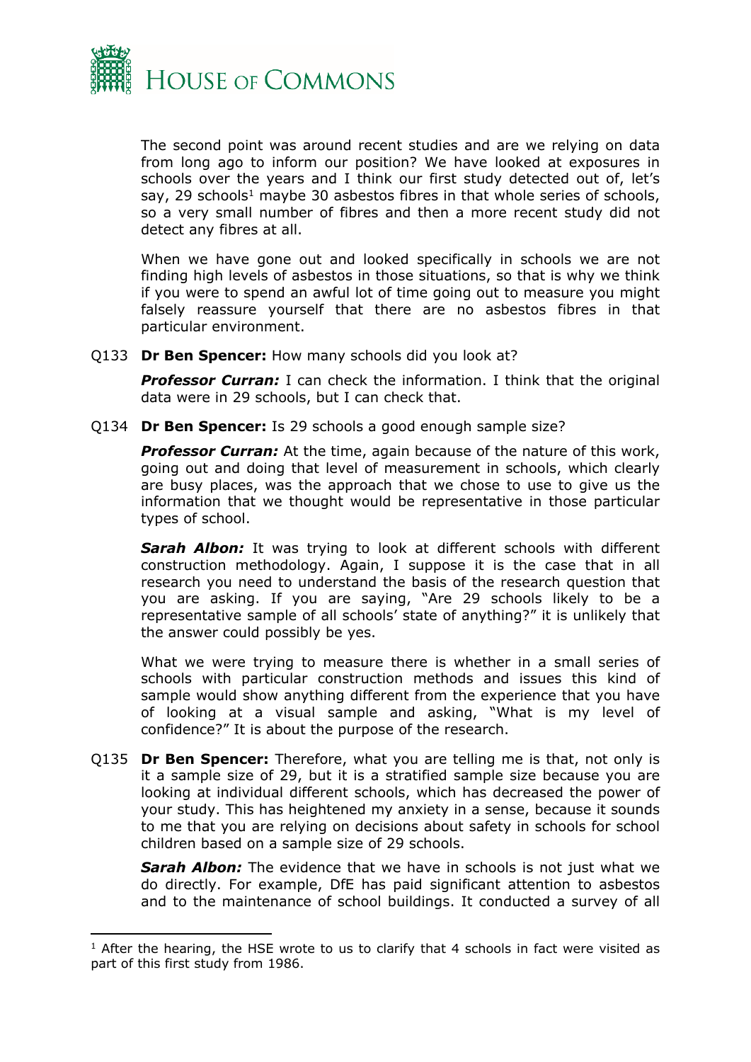The second point was around recent studies and are we relying on data from long ago to inform our position? We have looked at exposures in schools over the years and I think our first study detected out of, let's say, 29 schools[1] maybe 30 asbestos fibres in that whole series of schools, so a very small number of fibres and then a more recent study did not detect any fibres at all.

When we have gone out and looked specifically in schools we are not finding high levels of asbestos in those situations, so that is why we think if you were to spend an awful lot of time going out to measure you might falsely reassure yourself that there are no asbestos fibres in that particular environment.

Q133 **Dr Ben Spencer:** How many schools did you look at?

***Professor Curran:*** I can check the information. I think that the original data were in 29 schools, but I can check that.

Q134 **Dr Ben Spencer:** Is 29 schools a good enough sample size?

***Professor Curran:*** At the time, again because of the nature of this work, going out and doing that level of measurement in schools, which clearly are busy places, was the approach that we chose to use to give us the information that we thought would be representative in those particular types of school.

***Sarah Albon:*** It was trying to look at different schools with different construction methodology. Again, I suppose it is the case that in all research you need to understand the basis of the research question that you are asking. If you are saying, "Are 29 schools likely to be a representative sample of all schools' state of anything?" it is unlikely that the answer could possibly be yes.

What we were trying to measure there is whether in a small series of schools with particular construction methods and issues this kind of sample would show anything different from the experience that you have of looking at a visual sample and asking, "What is my level of confidence?" It is about the purpose of the research.

Q135 **Dr Ben Spencer:** Therefore, what you are telling me is that, not only is it a sample size of 29, but it is a stratified sample size because you are looking at individual different schools, which has decreased the power of your study. This has heightened my anxiety in a sense, because it sounds to me that you are relying on decisions about safety in schools for school children based on a sample size of 29 schools.

***Sarah Albon:*** The evidence that we have in schools is not just what we do directly. For example, DfE has paid significant attention to asbestos and to the maintenance of school buildings. It conducted a survey of all

---

[1] After the hearing, the HSE wrote to us to clarify that 4 schools in fact were visited as part of this first study from 1986.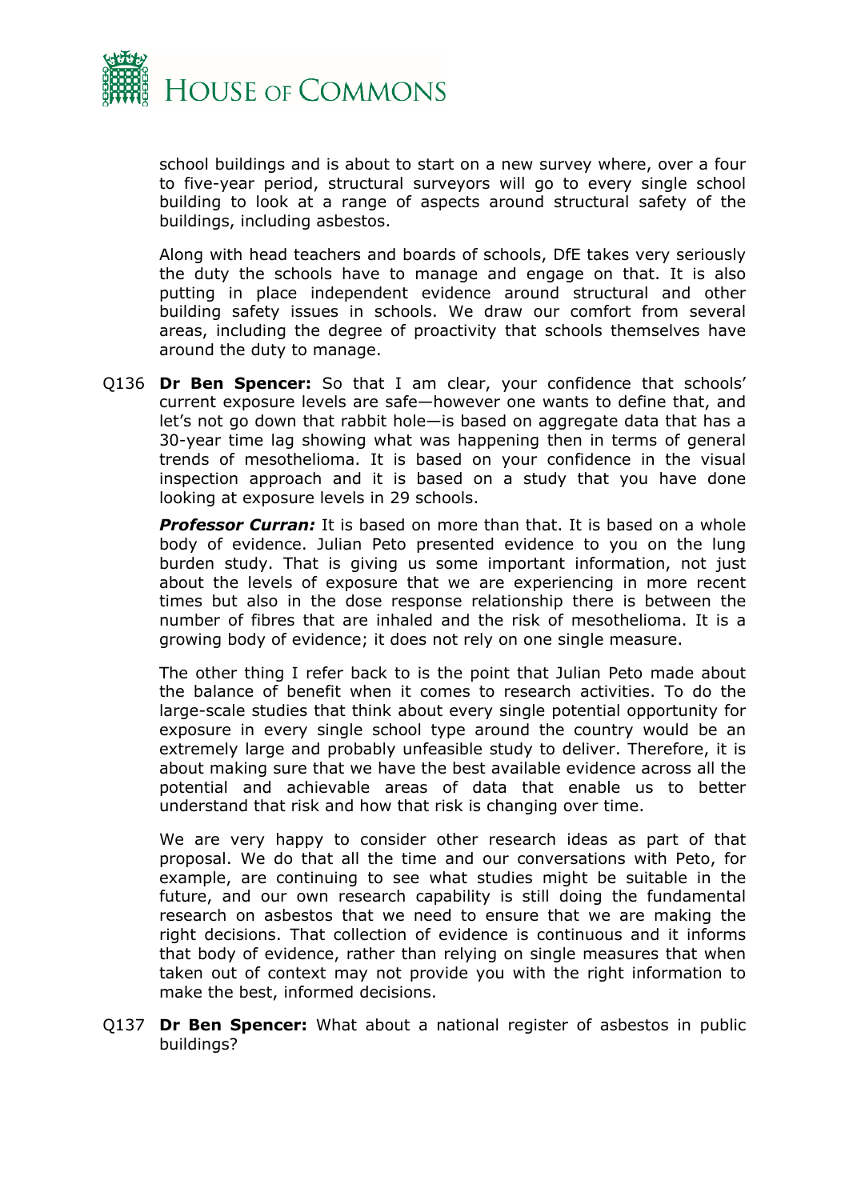school buildings and is about to start on a new survey where, over a four to five-year period, structural surveyors will go to every single school building to look at a range of aspects around structural safety of the buildings, including asbestos.

Along with head teachers and boards of schools, DfE takes very seriously the duty the schools have to manage and engage on that. It is also putting in place independent evidence around structural and other building safety issues in schools. We draw our comfort from several areas, including the degree of proactivity that schools themselves have around the duty to manage.

Q136 **Dr Ben Spencer:** So that I am clear, your confidence that schools' current exposure levels are safe—however one wants to define that, and let's not go down that rabbit hole—is based on aggregate data that has a 30-year time lag showing what was happening then in terms of general trends of mesothelioma. It is based on your confidence in the visual inspection approach and it is based on a study that you have done looking at exposure levels in 29 schools.

***Professor Curran:*** It is based on more than that. It is based on a whole body of evidence. Julian Peto presented evidence to you on the lung burden study. That is giving us some important information, not just about the levels of exposure that we are experiencing in more recent times but also in the dose response relationship there is between the number of fibres that are inhaled and the risk of mesothelioma. It is a growing body of evidence; it does not rely on one single measure.

The other thing I refer back to is the point that Julian Peto made about the balance of benefit when it comes to research activities. To do the large-scale studies that think about every single potential opportunity for exposure in every single school type around the country would be an extremely large and probably unfeasible study to deliver. Therefore, it is about making sure that we have the best available evidence across all the potential and achievable areas of data that enable us to better understand that risk and how that risk is changing over time.

We are very happy to consider other research ideas as part of that proposal. We do that all the time and our conversations with Peto, for example, are continuing to see what studies might be suitable in the future, and our own research capability is still doing the fundamental research on asbestos that we need to ensure that we are making the right decisions. That collection of evidence is continuous and it informs that body of evidence, rather than relying on single measures that when taken out of context may not provide you with the right information to make the best, informed decisions.

Q137 **Dr Ben Spencer:** What about a national register of asbestos in public buildings?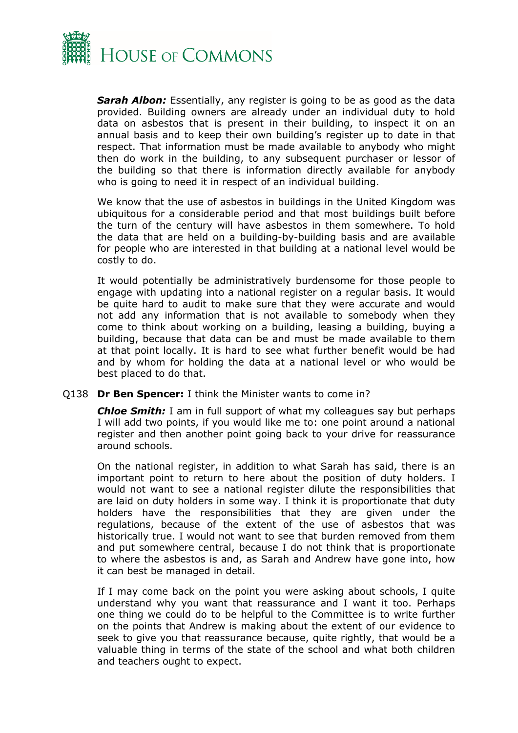***Sarah Albon:*** Essentially, any register is going to be as good as the data provided. Building owners are already under an individual duty to hold data on asbestos that is present in their building, to inspect it on an annual basis and to keep their own building's register up to date in that respect. That information must be made available to anybody who might then do work in the building, to any subsequent purchaser or lessor of the building so that there is information directly available for anybody who is going to need it in respect of an individual building.

We know that the use of asbestos in buildings in the United Kingdom was ubiquitous for a considerable period and that most buildings built before the turn of the century will have asbestos in them somewhere. To hold the data that are held on a building-by-building basis and are available for people who are interested in that building at a national level would be costly to do.

It would potentially be administratively burdensome for those people to engage with updating into a national register on a regular basis. It would be quite hard to audit to make sure that they were accurate and would not add any information that is not available to somebody when they come to think about working on a building, leasing a building, buying a building, because that data can be and must be made available to them at that point locally. It is hard to see what further benefit would be had and by whom for holding the data at a national level or who would be best placed to do that.

Q138 **Dr Ben Spencer:** I think the Minister wants to come in?

***Chloe Smith:*** I am in full support of what my colleagues say but perhaps I will add two points, if you would like me to: one point around a national register and then another point going back to your drive for reassurance around schools.

On the national register, in addition to what Sarah has said, there is an important point to return to here about the position of duty holders. I would not want to see a national register dilute the responsibilities that are laid on duty holders in some way. I think it is proportionate that duty holders have the responsibilities that they are given under the regulations, because of the extent of the use of asbestos that was historically true. I would not want to see that burden removed from them and put somewhere central, because I do not think that is proportionate to where the asbestos is and, as Sarah and Andrew have gone into, how it can best be managed in detail.

If I may come back on the point you were asking about schools, I quite understand why you want that reassurance and I want it too. Perhaps one thing we could do to be helpful to the Committee is to write further on the points that Andrew is making about the extent of our evidence to seek to give you that reassurance because, quite rightly, that would be a valuable thing in terms of the state of the school and what both children and teachers ought to expect.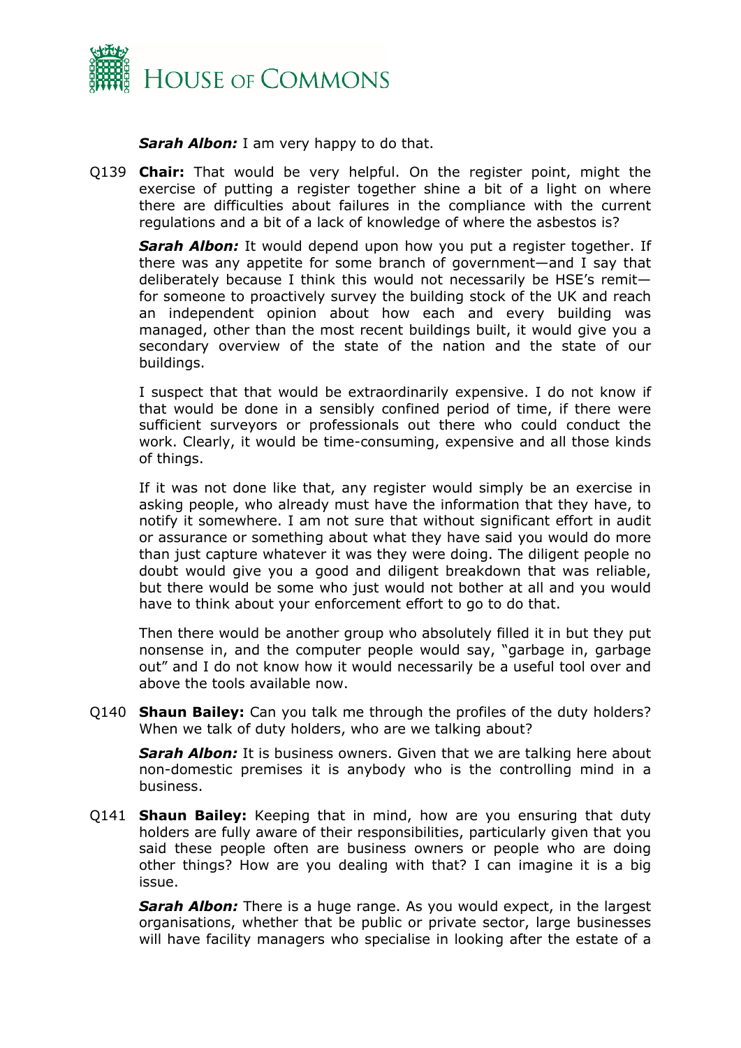***Sarah Albon:*** I am very happy to do that.

Q139 **Chair:** That would be very helpful. On the register point, might the exercise of putting a register together shine a bit of a light on where there are difficulties about failures in the compliance with the current regulations and a bit of a lack of knowledge of where the asbestos is?

***Sarah Albon:*** It would depend upon how you put a register together. If there was any appetite for some branch of government—and I say that deliberately because I think this would not necessarily be HSE's remit—for someone to proactively survey the building stock of the UK and reach an independent opinion about how each and every building was managed, other than the most recent buildings built, it would give you a secondary overview of the state of the nation and the state of our buildings.

I suspect that that would be extraordinarily expensive. I do not know if that would be done in a sensibly confined period of time, if there were sufficient surveyors or professionals out there who could conduct the work. Clearly, it would be time-consuming, expensive and all those kinds of things.

If it was not done like that, any register would simply be an exercise in asking people, who already must have the information that they have, to notify it somewhere. I am not sure that without significant effort in audit or assurance or something about what they have said you would do more than just capture whatever it was they were doing. The diligent people no doubt would give you a good and diligent breakdown that was reliable, but there would be some who just would not bother at all and you would have to think about your enforcement effort to go to do that.

Then there would be another group who absolutely filled it in but they put nonsense in, and the computer people would say, "garbage in, garbage out" and I do not know how it would necessarily be a useful tool over and above the tools available now.

Q140 **Shaun Bailey:** Can you talk me through the profiles of the duty holders? When we talk of duty holders, who are we talking about?

***Sarah Albon:*** It is business owners. Given that we are talking here about non-domestic premises it is anybody who is the controlling mind in a business.

Q141 **Shaun Bailey:** Keeping that in mind, how are you ensuring that duty holders are fully aware of their responsibilities, particularly given that you said these people often are business owners or people who are doing other things? How are you dealing with that? I can imagine it is a big issue.

***Sarah Albon:*** There is a huge range. As you would expect, in the largest organisations, whether that be public or private sector, large businesses will have facility managers who specialise in looking after the estate of a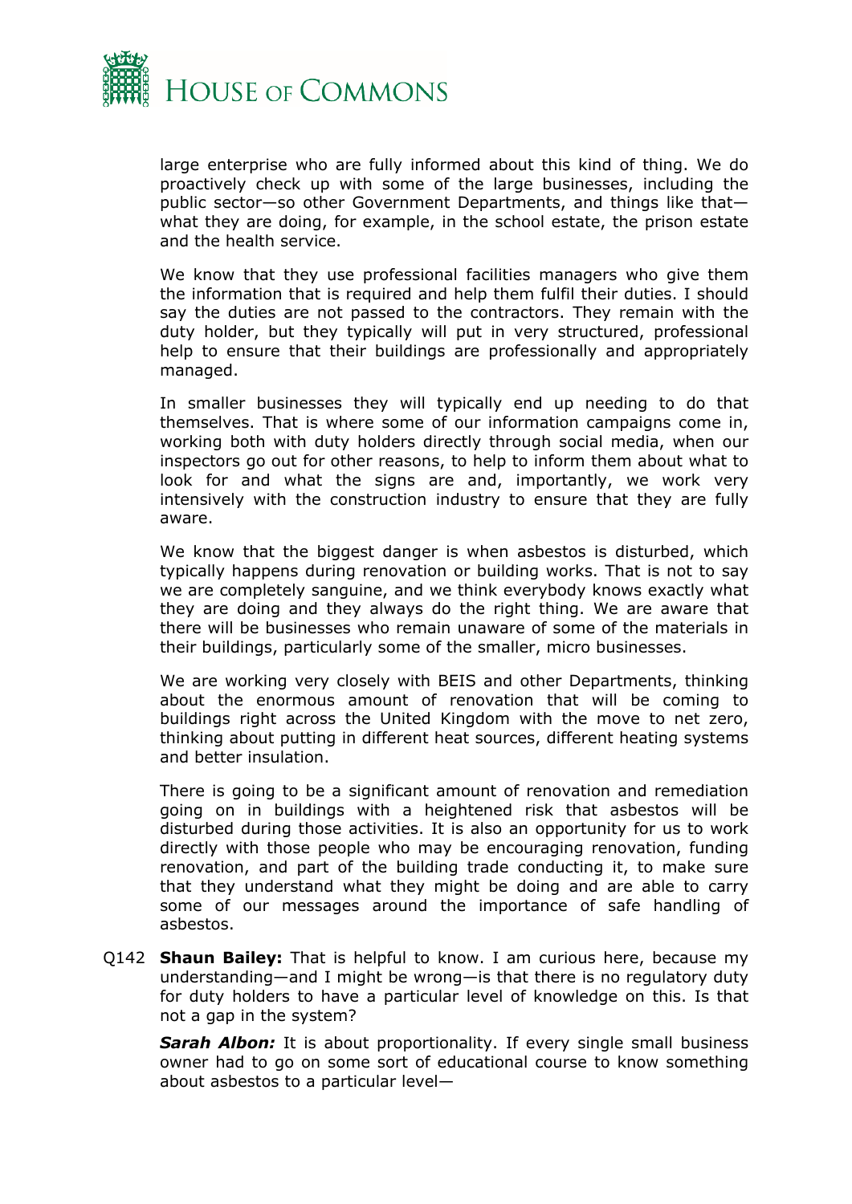large enterprise who are fully informed about this kind of thing. We do proactively check up with some of the large businesses, including the public sector—so other Government Departments, and things like that—what they are doing, for example, in the school estate, the prison estate and the health service.

We know that they use professional facilities managers who give them the information that is required and help them fulfil their duties. I should say the duties are not passed to the contractors. They remain with the duty holder, but they typically will put in very structured, professional help to ensure that their buildings are professionally and appropriately managed.

In smaller businesses they will typically end up needing to do that themselves. That is where some of our information campaigns come in, working both with duty holders directly through social media, when our inspectors go out for other reasons, to help to inform them about what to look for and what the signs are and, importantly, we work very intensively with the construction industry to ensure that they are fully aware.

We know that the biggest danger is when asbestos is disturbed, which typically happens during renovation or building works. That is not to say we are completely sanguine, and we think everybody knows exactly what they are doing and they always do the right thing. We are aware that there will be businesses who remain unaware of some of the materials in their buildings, particularly some of the smaller, micro businesses.

We are working very closely with BEIS and other Departments, thinking about the enormous amount of renovation that will be coming to buildings right across the United Kingdom with the move to net zero, thinking about putting in different heat sources, different heating systems and better insulation.

There is going to be a significant amount of renovation and remediation going on in buildings with a heightened risk that asbestos will be disturbed during those activities. It is also an opportunity for us to work directly with those people who may be encouraging renovation, funding renovation, and part of the building trade conducting it, to make sure that they understand what they might be doing and are able to carry some of our messages around the importance of safe handling of asbestos.

Q142 **Shaun Bailey:** That is helpful to know. I am curious here, because my understanding—and I might be wrong—is that there is no regulatory duty for duty holders to have a particular level of knowledge on this. Is that not a gap in the system?

***Sarah Albon:*** It is about proportionality. If every single small business owner had to go on some sort of educational course to know something about asbestos to a particular level—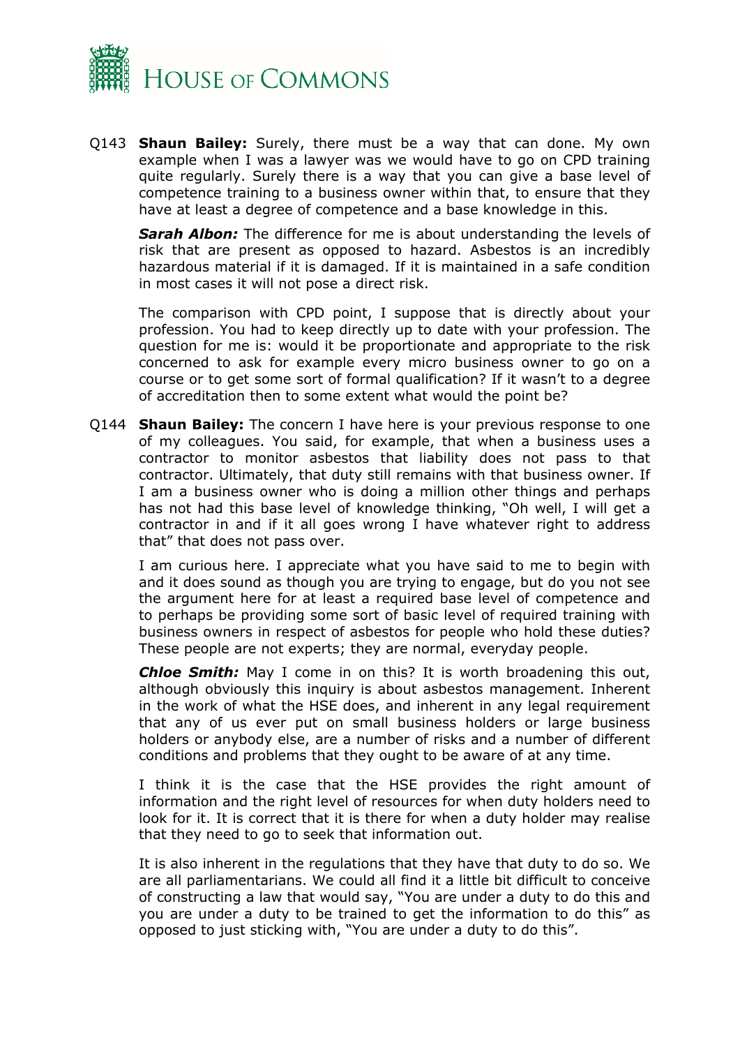Q143 **Shaun Bailey:** Surely, there must be a way that can done. My own example when I was a lawyer was we would have to go on CPD training quite regularly. Surely there is a way that you can give a base level of competence training to a business owner within that, to ensure that they have at least a degree of competence and a base knowledge in this.

***Sarah Albon:*** The difference for me is about understanding the levels of risk that are present as opposed to hazard. Asbestos is an incredibly hazardous material if it is damaged. If it is maintained in a safe condition in most cases it will not pose a direct risk.

The comparison with CPD point, I suppose that is directly about your profession. You had to keep directly up to date with your profession. The question for me is: would it be proportionate and appropriate to the risk concerned to ask for example every micro business owner to go on a course or to get some sort of formal qualification? If it wasn't to a degree of accreditation then to some extent what would the point be?

Q144 **Shaun Bailey:** The concern I have here is your previous response to one of my colleagues. You said, for example, that when a business uses a contractor to monitor asbestos that liability does not pass to that contractor. Ultimately, that duty still remains with that business owner. If I am a business owner who is doing a million other things and perhaps has not had this base level of knowledge thinking, "Oh well, I will get a contractor in and if it all goes wrong I have whatever right to address that" that does not pass over.

I am curious here. I appreciate what you have said to me to begin with and it does sound as though you are trying to engage, but do you not see the argument here for at least a required base level of competence and to perhaps be providing some sort of basic level of required training with business owners in respect of asbestos for people who hold these duties? These people are not experts; they are normal, everyday people.

***Chloe Smith:*** May I come in on this? It is worth broadening this out, although obviously this inquiry is about asbestos management. Inherent in the work of what the HSE does, and inherent in any legal requirement that any of us ever put on small business holders or large business holders or anybody else, are a number of risks and a number of different conditions and problems that they ought to be aware of at any time.

I think it is the case that the HSE provides the right amount of information and the right level of resources for when duty holders need to look for it. It is correct that it is there for when a duty holder may realise that they need to go to seek that information out.

It is also inherent in the regulations that they have that duty to do so. We are all parliamentarians. We could all find it a little bit difficult to conceive of constructing a law that would say, "You are under a duty to do this and you are under a duty to be trained to get the information to do this" as opposed to just sticking with, "You are under a duty to do this".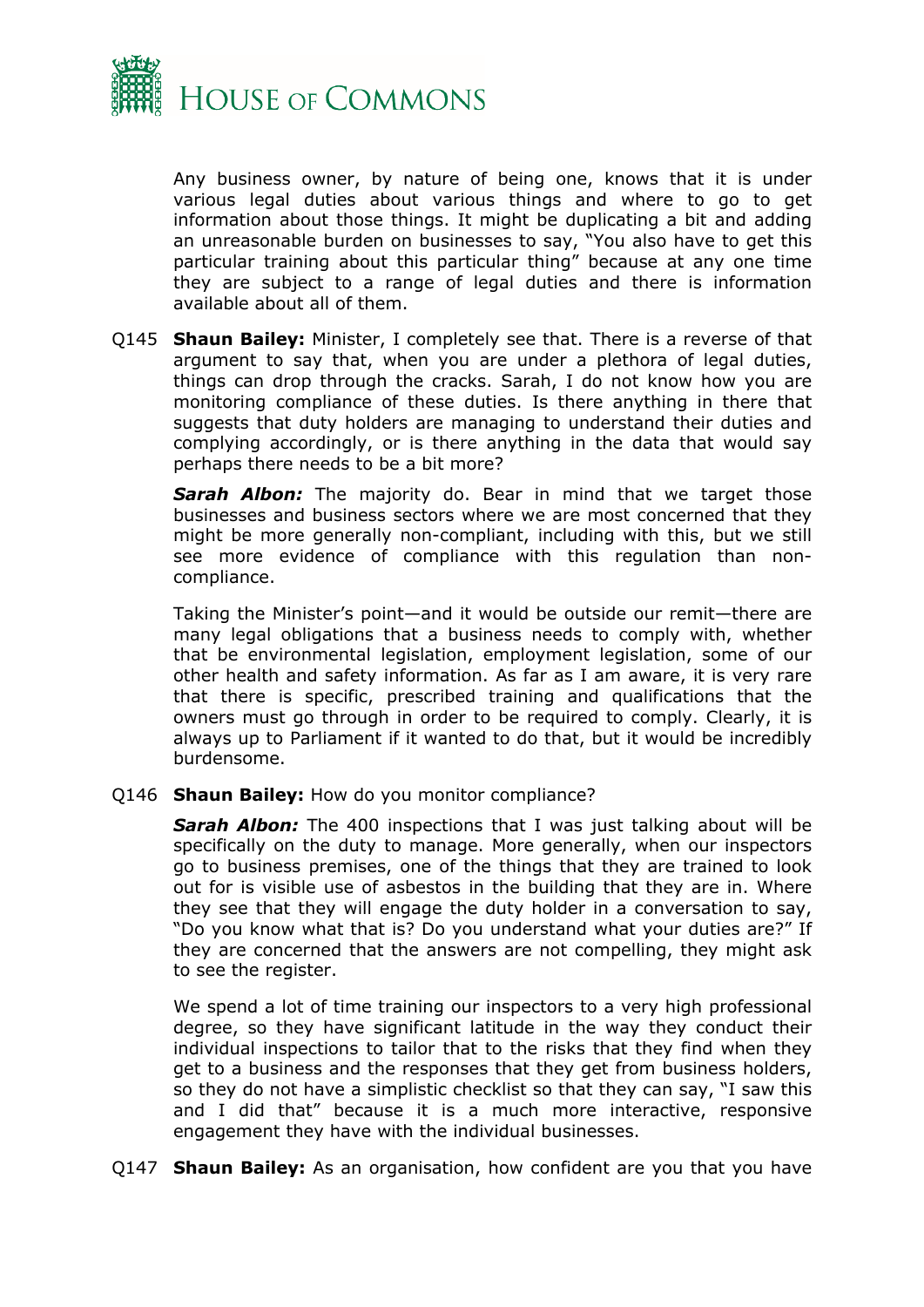Any business owner, by nature of being one, knows that it is under various legal duties about various things and where to go to get information about those things. It might be duplicating a bit and adding an unreasonable burden on businesses to say, "You also have to get this particular training about this particular thing" because at any one time they are subject to a range of legal duties and there is information available about all of them.

Q145 **Shaun Bailey:** Minister, I completely see that. There is a reverse of that argument to say that, when you are under a plethora of legal duties, things can drop through the cracks. Sarah, I do not know how you are monitoring compliance of these duties. Is there anything in there that suggests that duty holders are managing to understand their duties and complying accordingly, or is there anything in the data that would say perhaps there needs to be a bit more?

***Sarah Albon:*** The majority do. Bear in mind that we target those businesses and business sectors where we are most concerned that they might be more generally non-compliant, including with this, but we still see more evidence of compliance with this regulation than non-compliance.

Taking the Minister's point—and it would be outside our remit—there are many legal obligations that a business needs to comply with, whether that be environmental legislation, employment legislation, some of our other health and safety information. As far as I am aware, it is very rare that there is specific, prescribed training and qualifications that the owners must go through in order to be required to comply. Clearly, it is always up to Parliament if it wanted to do that, but it would be incredibly burdensome.

Q146 **Shaun Bailey:** How do you monitor compliance?

***Sarah Albon:*** The 400 inspections that I was just talking about will be specifically on the duty to manage. More generally, when our inspectors go to business premises, one of the things that they are trained to look out for is visible use of asbestos in the building that they are in. Where they see that they will engage the duty holder in a conversation to say, "Do you know what that is? Do you understand what your duties are?" If they are concerned that the answers are not compelling, they might ask to see the register.

We spend a lot of time training our inspectors to a very high professional degree, so they have significant latitude in the way they conduct their individual inspections to tailor that to the risks that they find when they get to a business and the responses that they get from business holders, so they do not have a simplistic checklist so that they can say, "I saw this and I did that" because it is a much more interactive, responsive engagement they have with the individual businesses.

Q147 **Shaun Bailey:** As an organisation, how confident are you that you have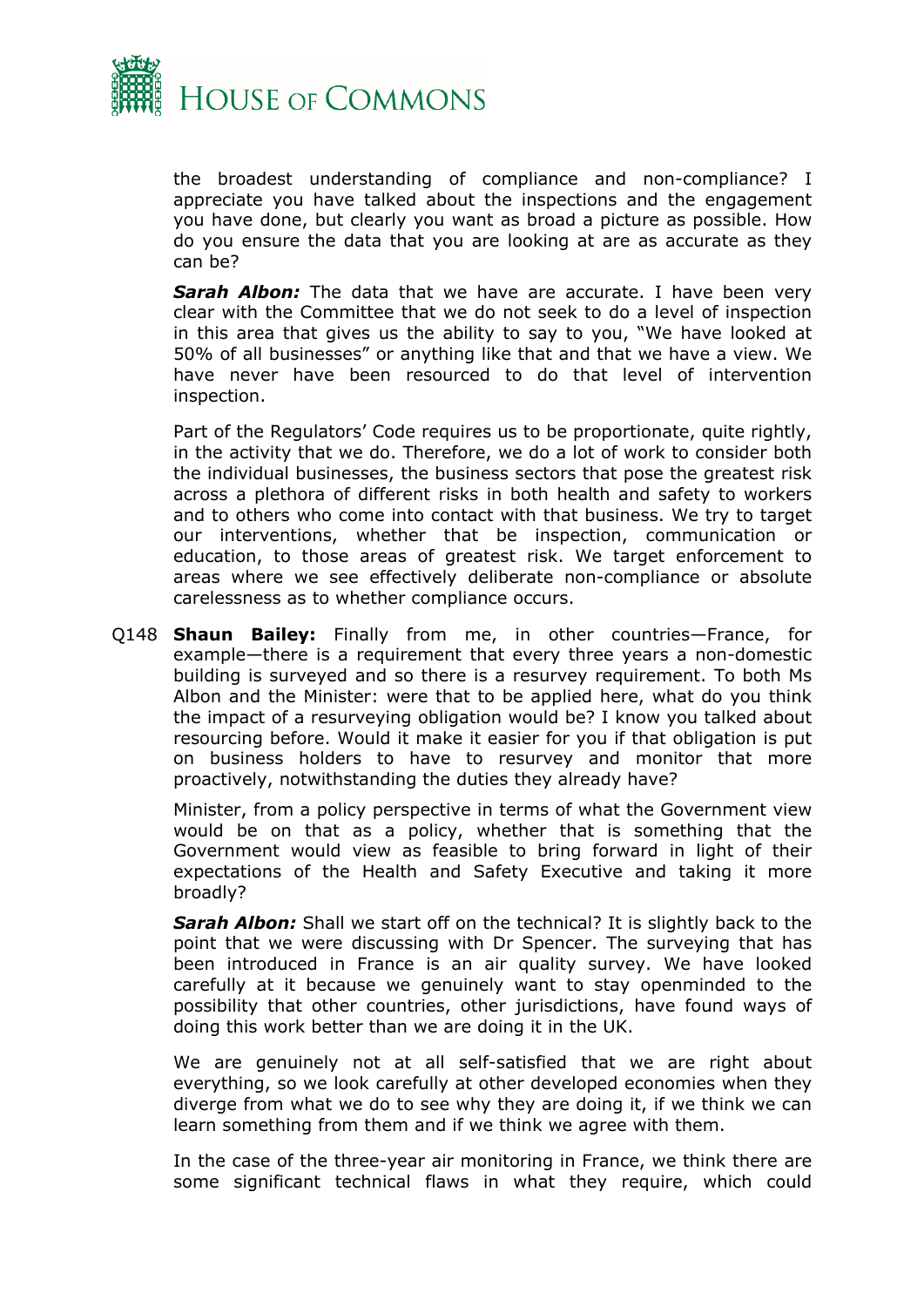the broadest understanding of compliance and non-compliance? I appreciate you have talked about the inspections and the engagement you have done, but clearly you want as broad a picture as possible. How do you ensure the data that you are looking at are as accurate as they can be?

***Sarah Albon:*** The data that we have are accurate. I have been very clear with the Committee that we do not seek to do a level of inspection in this area that gives us the ability to say to you, "We have looked at 50% of all businesses" or anything like that and that we have a view. We have never have been resourced to do that level of intervention inspection.

Part of the Regulators' Code requires us to be proportionate, quite rightly, in the activity that we do. Therefore, we do a lot of work to consider both the individual businesses, the business sectors that pose the greatest risk across a plethora of different risks in both health and safety to workers and to others who come into contact with that business. We try to target our interventions, whether that be inspection, communication or education, to those areas of greatest risk. We target enforcement to areas where we see effectively deliberate non-compliance or absolute carelessness as to whether compliance occurs.

Q148 **Shaun Bailey:** Finally from me, in other countries—France, for example—there is a requirement that every three years a non-domestic building is surveyed and so there is a resurvey requirement. To both Ms Albon and the Minister: were that to be applied here, what do you think the impact of a resurveying obligation would be? I know you talked about resourcing before. Would it make it easier for you if that obligation is put on business holders to have to resurvey and monitor that more proactively, notwithstanding the duties they already have?

Minister, from a policy perspective in terms of what the Government view would be on that as a policy, whether that is something that the Government would view as feasible to bring forward in light of their expectations of the Health and Safety Executive and taking it more broadly?

***Sarah Albon:*** Shall we start off on the technical? It is slightly back to the point that we were discussing with Dr Spencer. The surveying that has been introduced in France is an air quality survey. We have looked carefully at it because we genuinely want to stay openminded to the possibility that other countries, other jurisdictions, have found ways of doing this work better than we are doing it in the UK.

We are genuinely not at all self-satisfied that we are right about everything, so we look carefully at other developed economies when they diverge from what we do to see why they are doing it, if we think we can learn something from them and if we think we agree with them.

In the case of the three-year air monitoring in France, we think there are some significant technical flaws in what they require, which could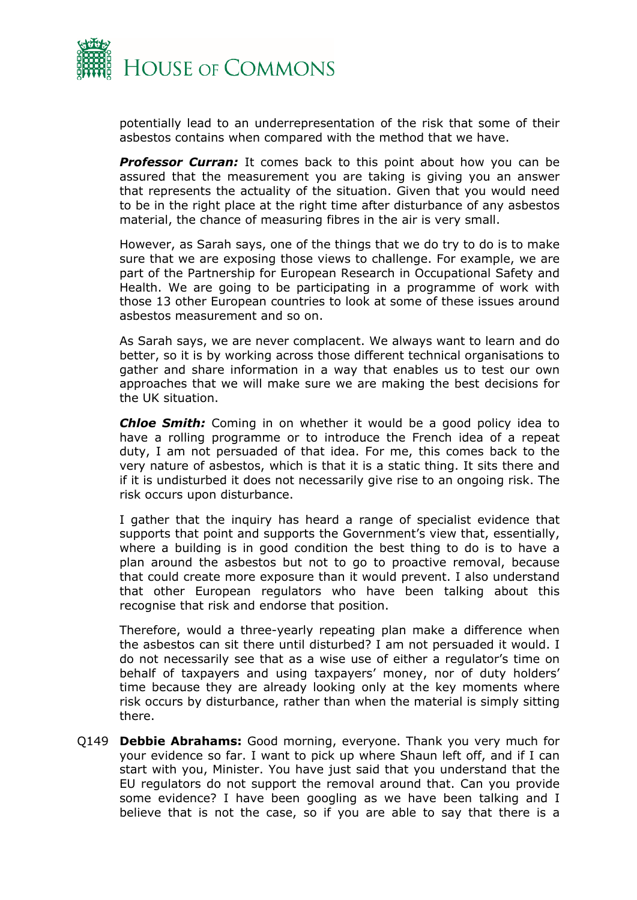potentially lead to an underrepresentation of the risk that some of their asbestos contains when compared with the method that we have.

***Professor Curran:*** It comes back to this point about how you can be assured that the measurement you are taking is giving you an answer that represents the actuality of the situation. Given that you would need to be in the right place at the right time after disturbance of any asbestos material, the chance of measuring fibres in the air is very small.

However, as Sarah says, one of the things that we do try to do is to make sure that we are exposing those views to challenge. For example, we are part of the Partnership for European Research in Occupational Safety and Health. We are going to be participating in a programme of work with those 13 other European countries to look at some of these issues around asbestos measurement and so on.

As Sarah says, we are never complacent. We always want to learn and do better, so it is by working across those different technical organisations to gather and share information in a way that enables us to test our own approaches that we will make sure we are making the best decisions for the UK situation.

***Chloe Smith:*** Coming in on whether it would be a good policy idea to have a rolling programme or to introduce the French idea of a repeat duty, I am not persuaded of that idea. For me, this comes back to the very nature of asbestos, which is that it is a static thing. It sits there and if it is undisturbed it does not necessarily give rise to an ongoing risk. The risk occurs upon disturbance.

I gather that the inquiry has heard a range of specialist evidence that supports that point and supports the Government's view that, essentially, where a building is in good condition the best thing to do is to have a plan around the asbestos but not to go to proactive removal, because that could create more exposure than it would prevent. I also understand that other European regulators who have been talking about this recognise that risk and endorse that position.

Therefore, would a three-yearly repeating plan make a difference when the asbestos can sit there until disturbed? I am not persuaded it would. I do not necessarily see that as a wise use of either a regulator's time on behalf of taxpayers and using taxpayers' money, nor of duty holders' time because they are already looking only at the key moments where risk occurs by disturbance, rather than when the material is simply sitting there.

Q149 **Debbie Abrahams:** Good morning, everyone. Thank you very much for your evidence so far. I want to pick up where Shaun left off, and if I can start with you, Minister. You have just said that you understand that the EU regulators do not support the removal around that. Can you provide some evidence? I have been googling as we have been talking and I believe that is not the case, so if you are able to say that there is a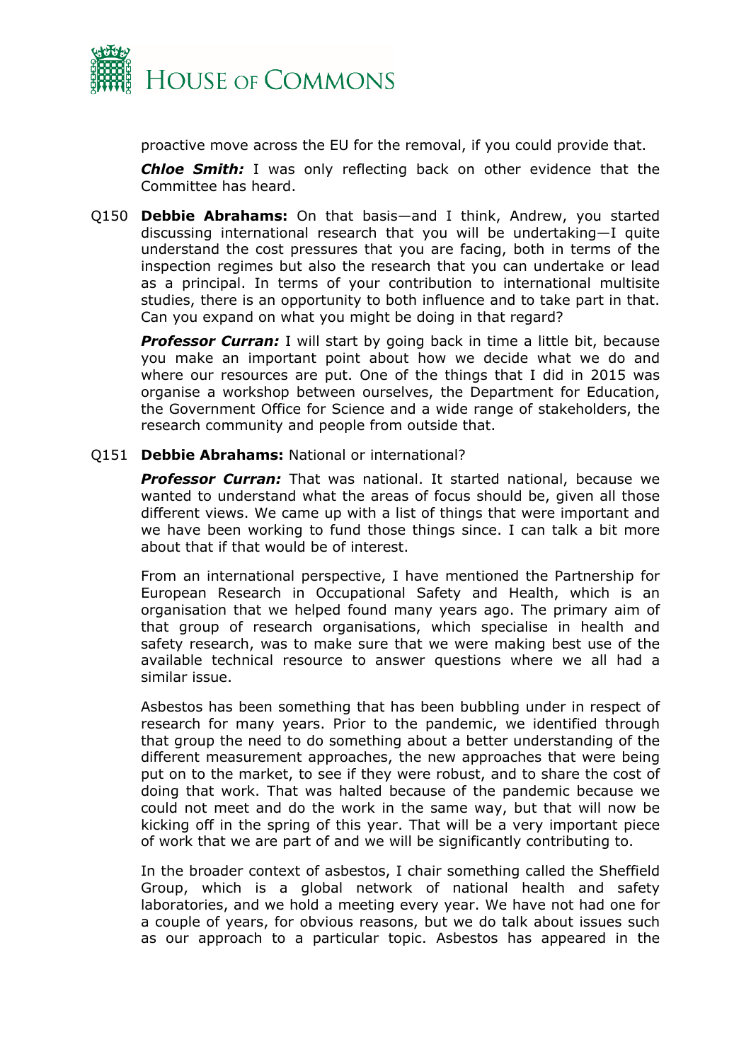proactive move across the EU for the removal, if you could provide that.

***Chloe Smith:*** I was only reflecting back on other evidence that the Committee has heard.

Q150 **Debbie Abrahams:** On that basis—and I think, Andrew, you started discussing international research that you will be undertaking—I quite understand the cost pressures that you are facing, both in terms of the inspection regimes but also the research that you can undertake or lead as a principal. In terms of your contribution to international multisite studies, there is an opportunity to both influence and to take part in that. Can you expand on what you might be doing in that regard?

***Professor Curran:*** I will start by going back in time a little bit, because you make an important point about how we decide what we do and where our resources are put. One of the things that I did in 2015 was organise a workshop between ourselves, the Department for Education, the Government Office for Science and a wide range of stakeholders, the research community and people from outside that.

Q151 **Debbie Abrahams:** National or international?

***Professor Curran:*** That was national. It started national, because we wanted to understand what the areas of focus should be, given all those different views. We came up with a list of things that were important and we have been working to fund those things since. I can talk a bit more about that if that would be of interest.

From an international perspective, I have mentioned the Partnership for European Research in Occupational Safety and Health, which is an organisation that we helped found many years ago. The primary aim of that group of research organisations, which specialise in health and safety research, was to make sure that we were making best use of the available technical resource to answer questions where we all had a similar issue.

Asbestos has been something that has been bubbling under in respect of research for many years. Prior to the pandemic, we identified through that group the need to do something about a better understanding of the different measurement approaches, the new approaches that were being put on to the market, to see if they were robust, and to share the cost of doing that work. That was halted because of the pandemic because we could not meet and do the work in the same way, but that will now be kicking off in the spring of this year. That will be a very important piece of work that we are part of and we will be significantly contributing to.

In the broader context of asbestos, I chair something called the Sheffield Group, which is a global network of national health and safety laboratories, and we hold a meeting every year. We have not had one for a couple of years, for obvious reasons, but we do talk about issues such as our approach to a particular topic. Asbestos has appeared in the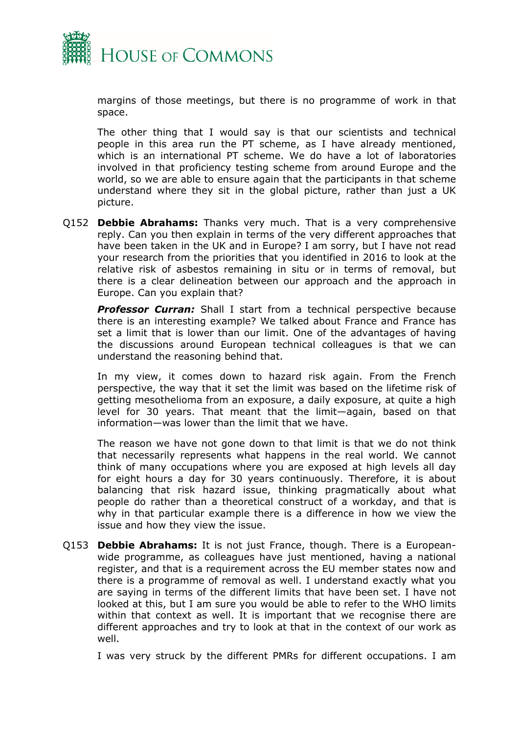margins of those meetings, but there is no programme of work in that space.

The other thing that I would say is that our scientists and technical people in this area run the PT scheme, as I have already mentioned, which is an international PT scheme. We do have a lot of laboratories involved in that proficiency testing scheme from around Europe and the world, so we are able to ensure again that the participants in that scheme understand where they sit in the global picture, rather than just a UK picture.

Q152 **Debbie Abrahams:** Thanks very much. That is a very comprehensive reply. Can you then explain in terms of the very different approaches that have been taken in the UK and in Europe? I am sorry, but I have not read your research from the priorities that you identified in 2016 to look at the relative risk of asbestos remaining in situ or in terms of removal, but there is a clear delineation between our approach and the approach in Europe. Can you explain that?

***Professor Curran:*** Shall I start from a technical perspective because there is an interesting example? We talked about France and France has set a limit that is lower than our limit. One of the advantages of having the discussions around European technical colleagues is that we can understand the reasoning behind that.

In my view, it comes down to hazard risk again. From the French perspective, the way that it set the limit was based on the lifetime risk of getting mesothelioma from an exposure, a daily exposure, at quite a high level for 30 years. That meant that the limit—again, based on that information—was lower than the limit that we have.

The reason we have not gone down to that limit is that we do not think that necessarily represents what happens in the real world. We cannot think of many occupations where you are exposed at high levels all day for eight hours a day for 30 years continuously. Therefore, it is about balancing that risk hazard issue, thinking pragmatically about what people do rather than a theoretical construct of a workday, and that is why in that particular example there is a difference in how we view the issue and how they view the issue.

Q153 **Debbie Abrahams:** It is not just France, though. There is a European-wide programme, as colleagues have just mentioned, having a national register, and that is a requirement across the EU member states now and there is a programme of removal as well. I understand exactly what you are saying in terms of the different limits that have been set. I have not looked at this, but I am sure you would be able to refer to the WHO limits within that context as well. It is important that we recognise there are different approaches and try to look at that in the context of our work as well.

I was very struck by the different PMRs for different occupations. I am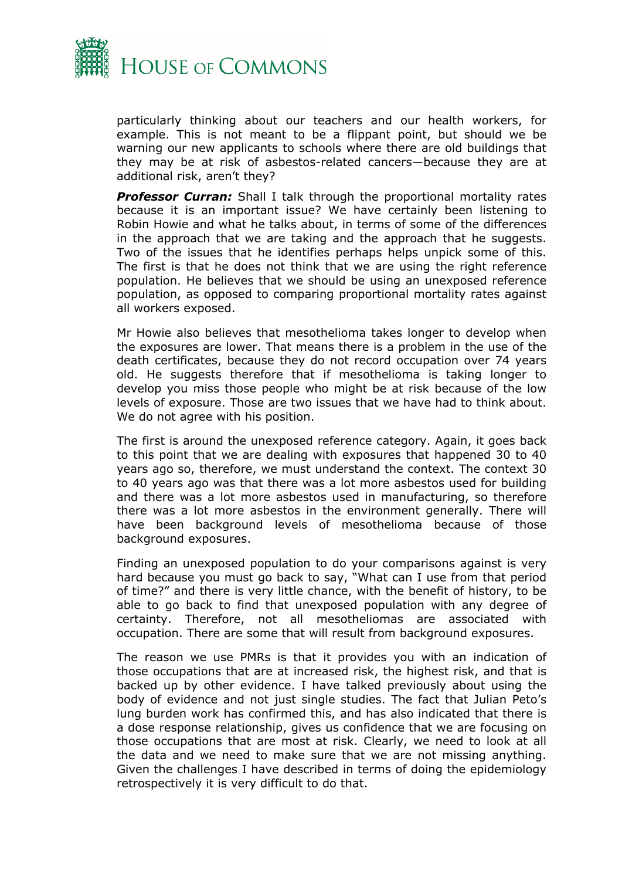particularly thinking about our teachers and our health workers, for example. This is not meant to be a flippant point, but should we be warning our new applicants to schools where there are old buildings that they may be at risk of asbestos-related cancers—because they are at additional risk, aren't they?

***Professor Curran:*** Shall I talk through the proportional mortality rates because it is an important issue? We have certainly been listening to Robin Howie and what he talks about, in terms of some of the differences in the approach that we are taking and the approach that he suggests. Two of the issues that he identifies perhaps helps unpick some of this. The first is that he does not think that we are using the right reference population. He believes that we should be using an unexposed reference population, as opposed to comparing proportional mortality rates against all workers exposed.

Mr Howie also believes that mesothelioma takes longer to develop when the exposures are lower. That means there is a problem in the use of the death certificates, because they do not record occupation over 74 years old. He suggests therefore that if mesothelioma is taking longer to develop you miss those people who might be at risk because of the low levels of exposure. Those are two issues that we have had to think about. We do not agree with his position.

The first is around the unexposed reference category. Again, it goes back to this point that we are dealing with exposures that happened 30 to 40 years ago so, therefore, we must understand the context. The context 30 to 40 years ago was that there was a lot more asbestos used for building and there was a lot more asbestos used in manufacturing, so therefore there was a lot more asbestos in the environment generally. There will have been background levels of mesothelioma because of those background exposures.

Finding an unexposed population to do your comparisons against is very hard because you must go back to say, "What can I use from that period of time?" and there is very little chance, with the benefit of history, to be able to go back to find that unexposed population with any degree of certainty. Therefore, not all mesotheliomas are associated with occupation. There are some that will result from background exposures.

The reason we use PMRs is that it provides you with an indication of those occupations that are at increased risk, the highest risk, and that is backed up by other evidence. I have talked previously about using the body of evidence and not just single studies. The fact that Julian Peto's lung burden work has confirmed this, and has also indicated that there is a dose response relationship, gives us confidence that we are focusing on those occupations that are most at risk. Clearly, we need to look at all the data and we need to make sure that we are not missing anything. Given the challenges I have described in terms of doing the epidemiology retrospectively it is very difficult to do that.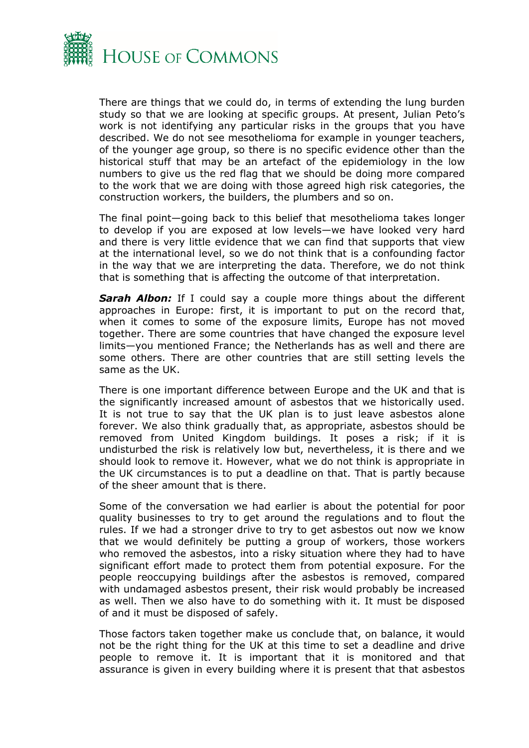There are things that we could do, in terms of extending the lung burden study so that we are looking at specific groups. At present, Julian Peto's work is not identifying any particular risks in the groups that you have described. We do not see mesothelioma for example in younger teachers, of the younger age group, so there is no specific evidence other than the historical stuff that may be an artefact of the epidemiology in the low numbers to give us the red flag that we should be doing more compared to the work that we are doing with those agreed high risk categories, the construction workers, the builders, the plumbers and so on.

The final point—going back to this belief that mesothelioma takes longer to develop if you are exposed at low levels—we have looked very hard and there is very little evidence that we can find that supports that view at the international level, so we do not think that is a confounding factor in the way that we are interpreting the data. Therefore, we do not think that is something that is affecting the outcome of that interpretation.

***Sarah Albon:*** If I could say a couple more things about the different approaches in Europe: first, it is important to put on the record that, when it comes to some of the exposure limits, Europe has not moved together. There are some countries that have changed the exposure level limits—you mentioned France; the Netherlands has as well and there are some others. There are other countries that are still setting levels the same as the UK.

There is one important difference between Europe and the UK and that is the significantly increased amount of asbestos that we historically used. It is not true to say that the UK plan is to just leave asbestos alone forever. We also think gradually that, as appropriate, asbestos should be removed from United Kingdom buildings. It poses a risk; if it is undisturbed the risk is relatively low but, nevertheless, it is there and we should look to remove it. However, what we do not think is appropriate in the UK circumstances is to put a deadline on that. That is partly because of the sheer amount that is there.

Some of the conversation we had earlier is about the potential for poor quality businesses to try to get around the regulations and to flout the rules. If we had a stronger drive to try to get asbestos out now we know that we would definitely be putting a group of workers, those workers who removed the asbestos, into a risky situation where they had to have significant effort made to protect them from potential exposure. For the people reoccupying buildings after the asbestos is removed, compared with undamaged asbestos present, their risk would probably be increased as well. Then we also have to do something with it. It must be disposed of and it must be disposed of safely.

Those factors taken together make us conclude that, on balance, it would not be the right thing for the UK at this time to set a deadline and drive people to remove it. It is important that it is monitored and that assurance is given in every building where it is present that that asbestos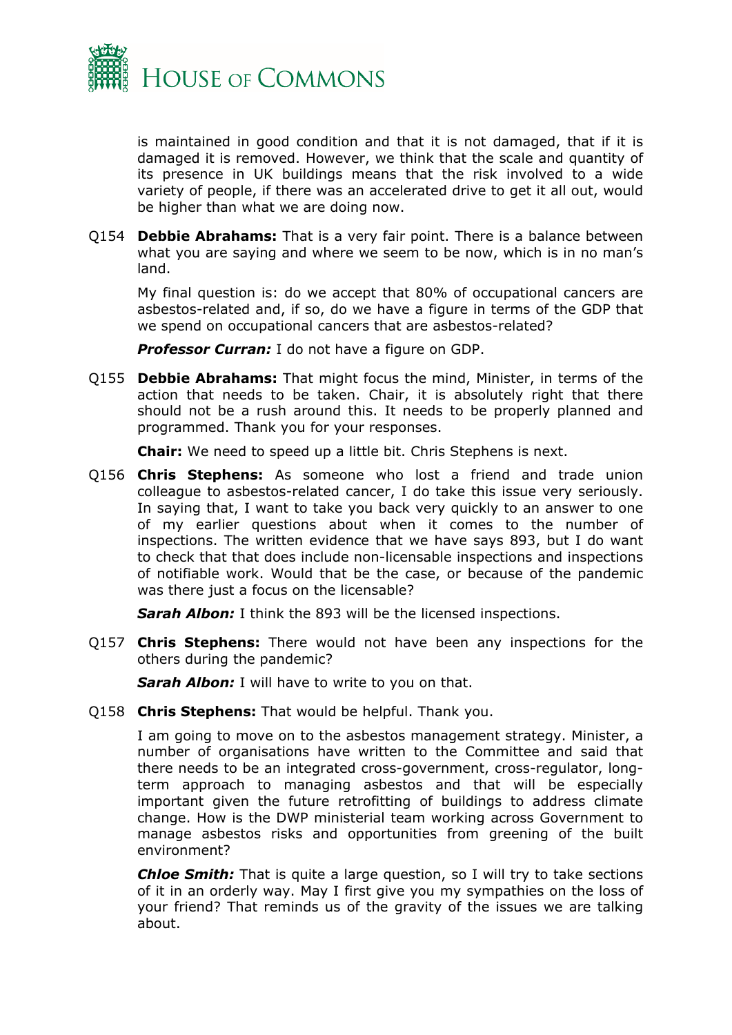is maintained in good condition and that it is not damaged, that if it is damaged it is removed. However, we think that the scale and quantity of its presence in UK buildings means that the risk involved to a wide variety of people, if there was an accelerated drive to get it all out, would be higher than what we are doing now.

Q154 **Debbie Abrahams:** That is a very fair point. There is a balance between what you are saying and where we seem to be now, which is in no man's land.

My final question is: do we accept that 80% of occupational cancers are asbestos-related and, if so, do we have a figure in terms of the GDP that we spend on occupational cancers that are asbestos-related?

***Professor Curran:*** I do not have a figure on GDP.

Q155 **Debbie Abrahams:** That might focus the mind, Minister, in terms of the action that needs to be taken. Chair, it is absolutely right that there should not be a rush around this. It needs to be properly planned and programmed. Thank you for your responses.

**Chair:** We need to speed up a little bit. Chris Stephens is next.

Q156 **Chris Stephens:** As someone who lost a friend and trade union colleague to asbestos-related cancer, I do take this issue very seriously. In saying that, I want to take you back very quickly to an answer to one of my earlier questions about when it comes to the number of inspections. The written evidence that we have says 893, but I do want to check that that does include non-licensable inspections and inspections of notifiable work. Would that be the case, or because of the pandemic was there just a focus on the licensable?

***Sarah Albon:*** I think the 893 will be the licensed inspections.

Q157 **Chris Stephens:** There would not have been any inspections for the others during the pandemic?

***Sarah Albon:*** I will have to write to you on that.

Q158 **Chris Stephens:** That would be helpful. Thank you.

I am going to move on to the asbestos management strategy. Minister, a number of organisations have written to the Committee and said that there needs to be an integrated cross-government, cross-regulator, long-term approach to managing asbestos and that will be especially important given the future retrofitting of buildings to address climate change. How is the DWP ministerial team working across Government to manage asbestos risks and opportunities from greening of the built environment?

***Chloe Smith:*** That is quite a large question, so I will try to take sections of it in an orderly way. May I first give you my sympathies on the loss of your friend? That reminds us of the gravity of the issues we are talking about.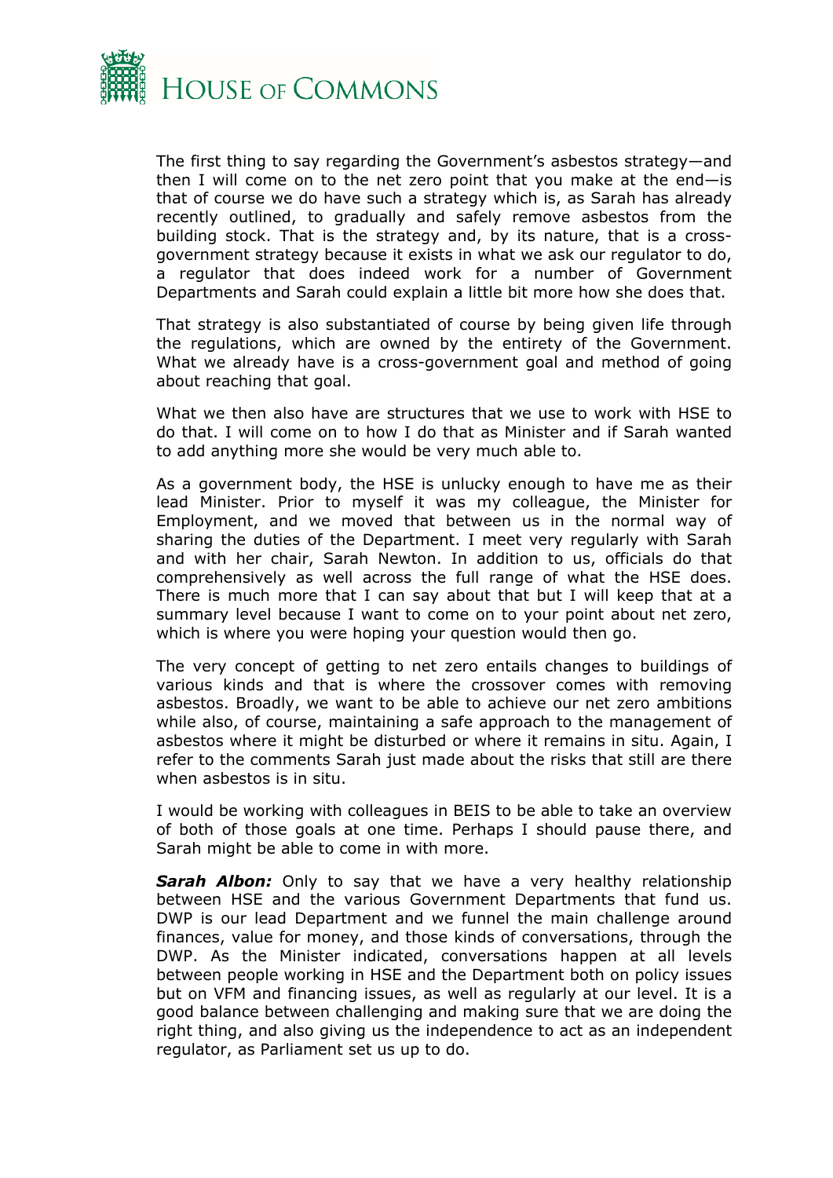The first thing to say regarding the Government's asbestos strategy—and then I will come on to the net zero point that you make at the end—is that of course we do have such a strategy which is, as Sarah has already recently outlined, to gradually and safely remove asbestos from the building stock. That is the strategy and, by its nature, that is a cross-government strategy because it exists in what we ask our regulator to do, a regulator that does indeed work for a number of Government Departments and Sarah could explain a little bit more how she does that.

That strategy is also substantiated of course by being given life through the regulations, which are owned by the entirety of the Government. What we already have is a cross-government goal and method of going about reaching that goal.

What we then also have are structures that we use to work with HSE to do that. I will come on to how I do that as Minister and if Sarah wanted to add anything more she would be very much able to.

As a government body, the HSE is unlucky enough to have me as their lead Minister. Prior to myself it was my colleague, the Minister for Employment, and we moved that between us in the normal way of sharing the duties of the Department. I meet very regularly with Sarah and with her chair, Sarah Newton. In addition to us, officials do that comprehensively as well across the full range of what the HSE does. There is much more that I can say about that but I will keep that at a summary level because I want to come on to your point about net zero, which is where you were hoping your question would then go.

The very concept of getting to net zero entails changes to buildings of various kinds and that is where the crossover comes with removing asbestos. Broadly, we want to be able to achieve our net zero ambitions while also, of course, maintaining a safe approach to the management of asbestos where it might be disturbed or where it remains in situ. Again, I refer to the comments Sarah just made about the risks that still are there when asbestos is in situ.

I would be working with colleagues in BEIS to be able to take an overview of both of those goals at one time. Perhaps I should pause there, and Sarah might be able to come in with more.

***Sarah Albon:*** Only to say that we have a very healthy relationship between HSE and the various Government Departments that fund us. DWP is our lead Department and we funnel the main challenge around finances, value for money, and those kinds of conversations, through the DWP. As the Minister indicated, conversations happen at all levels between people working in HSE and the Department both on policy issues but on VFM and financing issues, as well as regularly at our level. It is a good balance between challenging and making sure that we are doing the right thing, and also giving us the independence to act as an independent regulator, as Parliament set us up to do.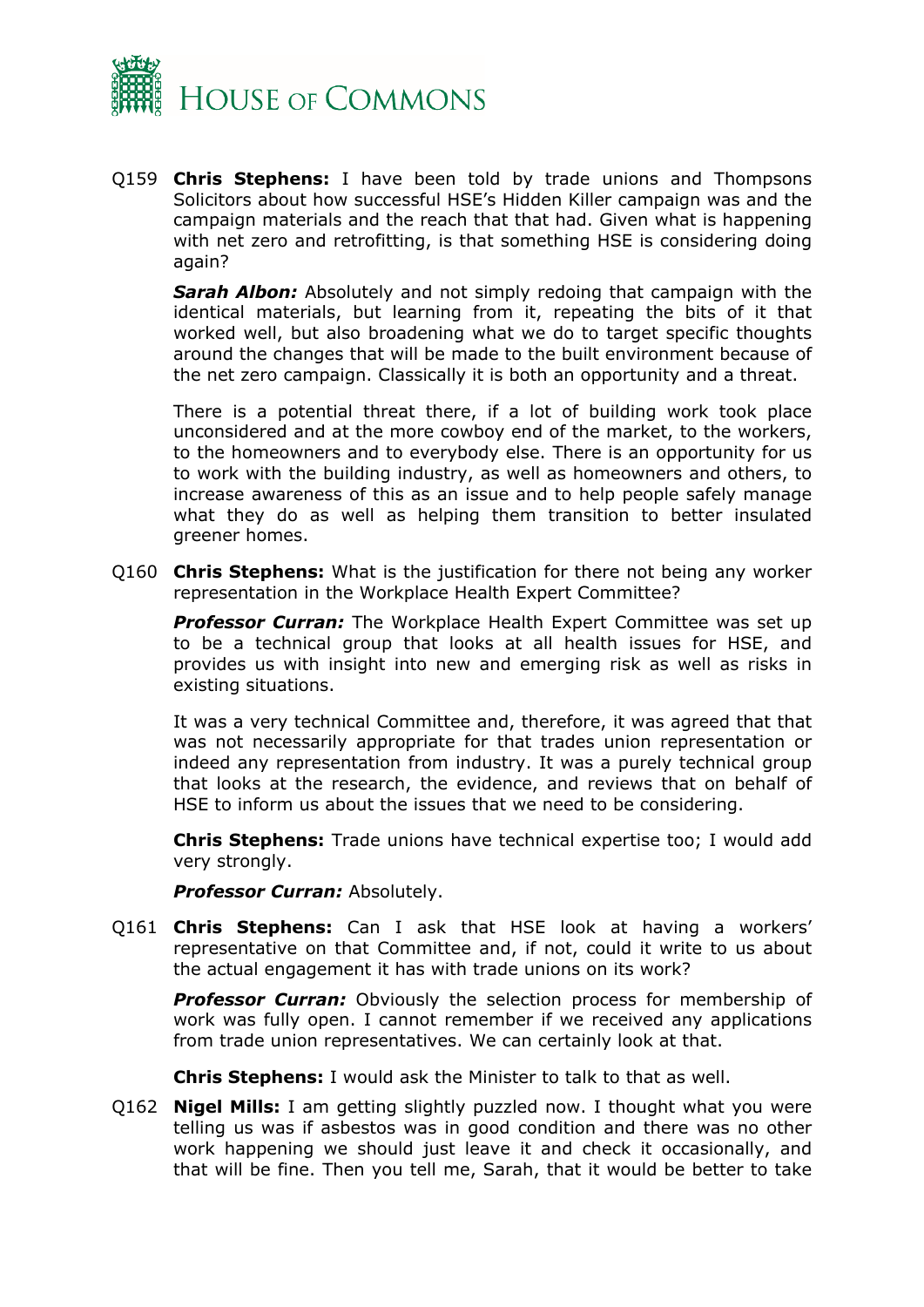Q159 **Chris Stephens:** I have been told by trade unions and Thompsons Solicitors about how successful HSE's Hidden Killer campaign was and the campaign materials and the reach that that had. Given what is happening with net zero and retrofitting, is that something HSE is considering doing again?

***Sarah Albon:*** Absolutely and not simply redoing that campaign with the identical materials, but learning from it, repeating the bits of it that worked well, but also broadening what we do to target specific thoughts around the changes that will be made to the built environment because of the net zero campaign. Classically it is both an opportunity and a threat.

There is a potential threat there, if a lot of building work took place unconsidered and at the more cowboy end of the market, to the workers, to the homeowners and to everybody else. There is an opportunity for us to work with the building industry, as well as homeowners and others, to increase awareness of this as an issue and to help people safely manage what they do as well as helping them transition to better insulated greener homes.

Q160 **Chris Stephens:** What is the justification for there not being any worker representation in the Workplace Health Expert Committee?

***Professor Curran:*** The Workplace Health Expert Committee was set up to be a technical group that looks at all health issues for HSE, and provides us with insight into new and emerging risk as well as risks in existing situations.

It was a very technical Committee and, therefore, it was agreed that that was not necessarily appropriate for that trades union representation or indeed any representation from industry. It was a purely technical group that looks at the research, the evidence, and reviews that on behalf of HSE to inform us about the issues that we need to be considering.

**Chris Stephens:** Trade unions have technical expertise too; I would add very strongly.

***Professor Curran:*** Absolutely.

Q161 **Chris Stephens:** Can I ask that HSE look at having a workers' representative on that Committee and, if not, could it write to us about the actual engagement it has with trade unions on its work?

***Professor Curran:*** Obviously the selection process for membership of work was fully open. I cannot remember if we received any applications from trade union representatives. We can certainly look at that.

**Chris Stephens:** I would ask the Minister to talk to that as well.

Q162 **Nigel Mills:** I am getting slightly puzzled now. I thought what you were telling us was if asbestos was in good condition and there was no other work happening we should just leave it and check it occasionally, and that will be fine. Then you tell me, Sarah, that it would be better to take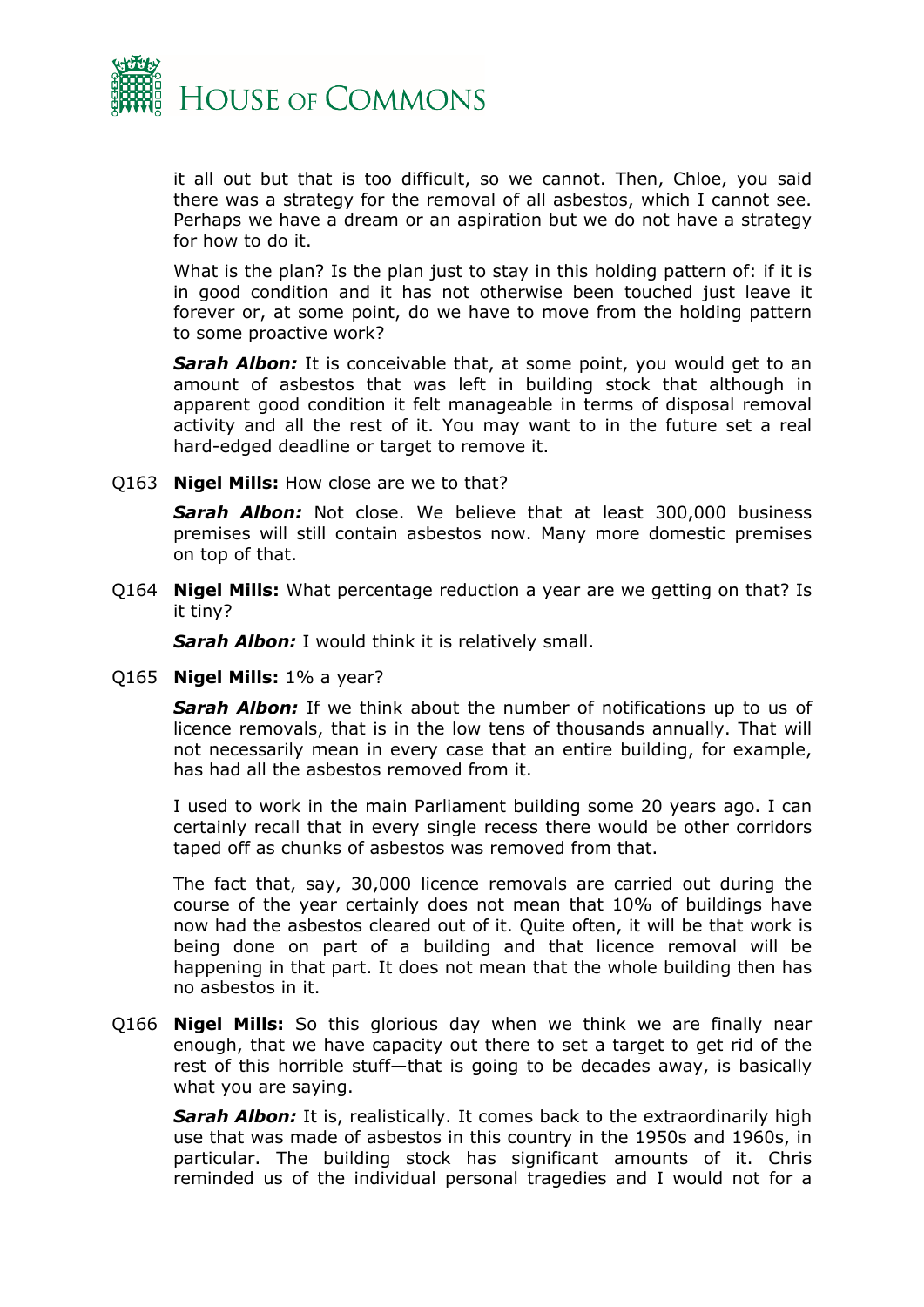it all out but that is too difficult, so we cannot. Then, Chloe, you said there was a strategy for the removal of all asbestos, which I cannot see. Perhaps we have a dream or an aspiration but we do not have a strategy for how to do it.

What is the plan? Is the plan just to stay in this holding pattern of: if it is in good condition and it has not otherwise been touched just leave it forever or, at some point, do we have to move from the holding pattern to some proactive work?

***Sarah Albon:*** It is conceivable that, at some point, you would get to an amount of asbestos that was left in building stock that although in apparent good condition it felt manageable in terms of disposal removal activity and all the rest of it. You may want to in the future set a real hard-edged deadline or target to remove it.

Q163 **Nigel Mills:** How close are we to that?

***Sarah Albon:*** Not close. We believe that at least 300,000 business premises will still contain asbestos now. Many more domestic premises on top of that.

Q164 **Nigel Mills:** What percentage reduction a year are we getting on that? Is it tiny?

***Sarah Albon:*** I would think it is relatively small.

Q165 **Nigel Mills:** 1% a year?

***Sarah Albon:*** If we think about the number of notifications up to us of licence removals, that is in the low tens of thousands annually. That will not necessarily mean in every case that an entire building, for example, has had all the asbestos removed from it.

I used to work in the main Parliament building some 20 years ago. I can certainly recall that in every single recess there would be other corridors taped off as chunks of asbestos was removed from that.

The fact that, say, 30,000 licence removals are carried out during the course of the year certainly does not mean that 10% of buildings have now had the asbestos cleared out of it. Quite often, it will be that work is being done on part of a building and that licence removal will be happening in that part. It does not mean that the whole building then has no asbestos in it.

Q166 **Nigel Mills:** So this glorious day when we think we are finally near enough, that we have capacity out there to set a target to get rid of the rest of this horrible stuff—that is going to be decades away, is basically what you are saying.

***Sarah Albon:*** It is, realistically. It comes back to the extraordinarily high use that was made of asbestos in this country in the 1950s and 1960s, in particular. The building stock has significant amounts of it. Chris reminded us of the individual personal tragedies and I would not for a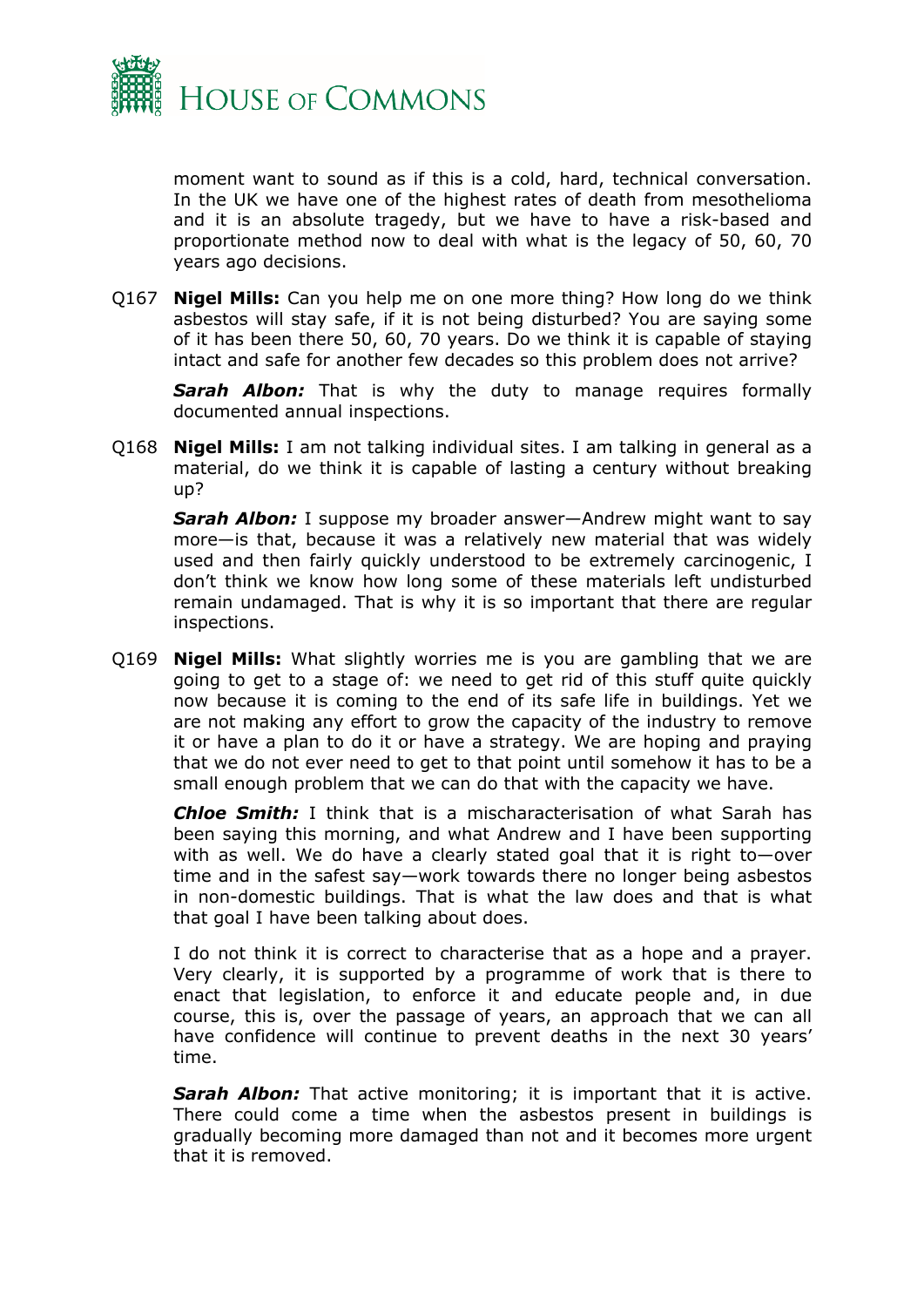moment want to sound as if this is a cold, hard, technical conversation. In the UK we have one of the highest rates of death from mesothelioma and it is an absolute tragedy, but we have to have a risk-based and proportionate method now to deal with what is the legacy of 50, 60, 70 years ago decisions.

Q167 **Nigel Mills:** Can you help me on one more thing? How long do we think asbestos will stay safe, if it is not being disturbed? You are saying some of it has been there 50, 60, 70 years. Do we think it is capable of staying intact and safe for another few decades so this problem does not arrive?

***Sarah Albon:*** That is why the duty to manage requires formally documented annual inspections.

Q168 **Nigel Mills:** I am not talking individual sites. I am talking in general as a material, do we think it is capable of lasting a century without breaking up?

***Sarah Albon:*** I suppose my broader answer—Andrew might want to say more—is that, because it was a relatively new material that was widely used and then fairly quickly understood to be extremely carcinogenic, I don't think we know how long some of these materials left undisturbed remain undamaged. That is why it is so important that there are regular inspections.

Q169 **Nigel Mills:** What slightly worries me is you are gambling that we are going to get to a stage of: we need to get rid of this stuff quite quickly now because it is coming to the end of its safe life in buildings. Yet we are not making any effort to grow the capacity of the industry to remove it or have a plan to do it or have a strategy. We are hoping and praying that we do not ever need to get to that point until somehow it has to be a small enough problem that we can do that with the capacity we have.

***Chloe Smith:*** I think that is a mischaracterisation of what Sarah has been saying this morning, and what Andrew and I have been supporting with as well. We do have a clearly stated goal that it is right to—over time and in the safest say—work towards there no longer being asbestos in non-domestic buildings. That is what the law does and that is what that goal I have been talking about does.

I do not think it is correct to characterise that as a hope and a prayer. Very clearly, it is supported by a programme of work that is there to enact that legislation, to enforce it and educate people and, in due course, this is, over the passage of years, an approach that we can all have confidence will continue to prevent deaths in the next 30 years' time.

***Sarah Albon:*** That active monitoring; it is important that it is active. There could come a time when the asbestos present in buildings is gradually becoming more damaged than not and it becomes more urgent that it is removed.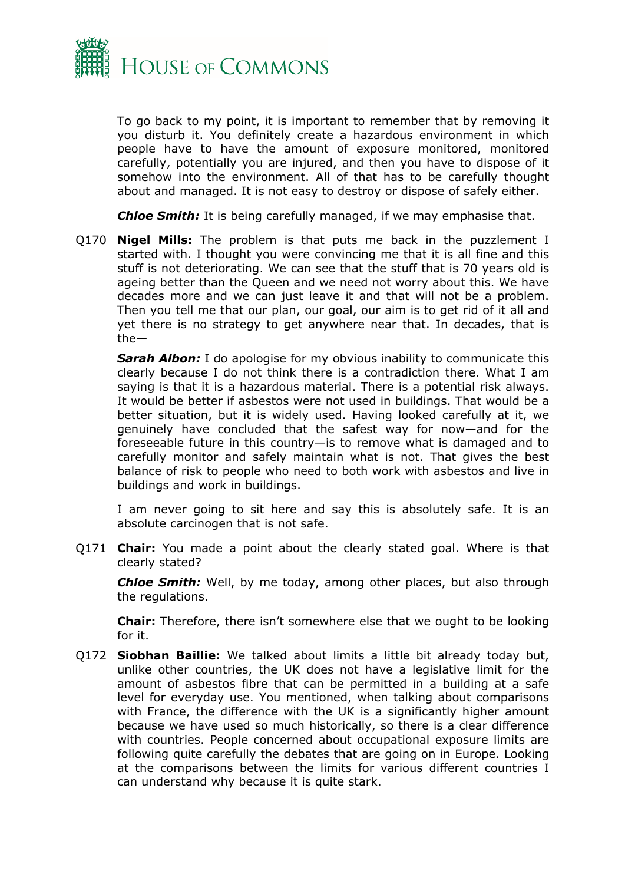To go back to my point, it is important to remember that by removing it you disturb it. You definitely create a hazardous environment in which people have to have the amount of exposure monitored, monitored carefully, potentially you are injured, and then you have to dispose of it somehow into the environment. All of that has to be carefully thought about and managed. It is not easy to destroy or dispose of safely either.

***Chloe Smith:*** It is being carefully managed, if we may emphasise that.

Q170 **Nigel Mills:** The problem is that puts me back in the puzzlement I started with. I thought you were convincing me that it is all fine and this stuff is not deteriorating. We can see that the stuff that is 70 years old is ageing better than the Queen and we need not worry about this. We have decades more and we can just leave it and that will not be a problem. Then you tell me that our plan, our goal, our aim is to get rid of it all and yet there is no strategy to get anywhere near that. In decades, that is the—

***Sarah Albon:*** I do apologise for my obvious inability to communicate this clearly because I do not think there is a contradiction there. What I am saying is that it is a hazardous material. There is a potential risk always. It would be better if asbestos were not used in buildings. That would be a better situation, but it is widely used. Having looked carefully at it, we genuinely have concluded that the safest way for now—and for the foreseeable future in this country—is to remove what is damaged and to carefully monitor and safely maintain what is not. That gives the best balance of risk to people who need to both work with asbestos and live in buildings and work in buildings.

I am never going to sit here and say this is absolutely safe. It is an absolute carcinogen that is not safe.

Q171 **Chair:** You made a point about the clearly stated goal. Where is that clearly stated?

***Chloe Smith:*** Well, by me today, among other places, but also through the regulations.

**Chair:** Therefore, there isn't somewhere else that we ought to be looking for it.

Q172 **Siobhan Baillie:** We talked about limits a little bit already today but, unlike other countries, the UK does not have a legislative limit for the amount of asbestos fibre that can be permitted in a building at a safe level for everyday use. You mentioned, when talking about comparisons with France, the difference with the UK is a significantly higher amount because we have used so much historically, so there is a clear difference with countries. People concerned about occupational exposure limits are following quite carefully the debates that are going on in Europe. Looking at the comparisons between the limits for various different countries I can understand why because it is quite stark.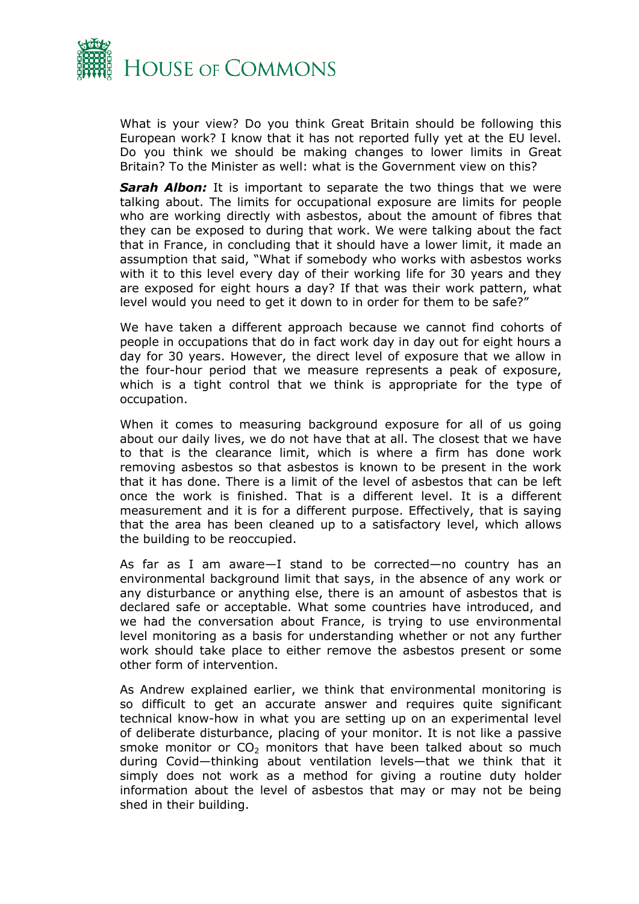What is your view? Do you think Great Britain should be following this European work? I know that it has not reported fully yet at the EU level. Do you think we should be making changes to lower limits in Great Britain? To the Minister as well: what is the Government view on this?

***Sarah Albon:*** It is important to separate the two things that we were talking about. The limits for occupational exposure are limits for people who are working directly with asbestos, about the amount of fibres that they can be exposed to during that work. We were talking about the fact that in France, in concluding that it should have a lower limit, it made an assumption that said, "What if somebody who works with asbestos works with it to this level every day of their working life for 30 years and they are exposed for eight hours a day? If that was their work pattern, what level would you need to get it down to in order for them to be safe?"

We have taken a different approach because we cannot find cohorts of people in occupations that do in fact work day in day out for eight hours a day for 30 years. However, the direct level of exposure that we allow in the four-hour period that we measure represents a peak of exposure, which is a tight control that we think is appropriate for the type of occupation.

When it comes to measuring background exposure for all of us going about our daily lives, we do not have that at all. The closest that we have to that is the clearance limit, which is where a firm has done work removing asbestos so that asbestos is known to be present in the work that it has done. There is a limit of the level of asbestos that can be left once the work is finished. That is a different level. It is a different measurement and it is for a different purpose. Effectively, that is saying that the area has been cleaned up to a satisfactory level, which allows the building to be reoccupied.

As far as I am aware—I stand to be corrected—no country has an environmental background limit that says, in the absence of any work or any disturbance or anything else, there is an amount of asbestos that is declared safe or acceptable. What some countries have introduced, and we had the conversation about France, is trying to use environmental level monitoring as a basis for understanding whether or not any further work should take place to either remove the asbestos present or some other form of intervention.

As Andrew explained earlier, we think that environmental monitoring is so difficult to get an accurate answer and requires quite significant technical know-how in what you are setting up on an experimental level of deliberate disturbance, placing of your monitor. It is not like a passive smoke monitor or $CO_2$ monitors that have been talked about so much during Covid—thinking about ventilation levels—that we think that it simply does not work as a method for giving a routine duty holder information about the level of asbestos that may or may not be being shed in their building.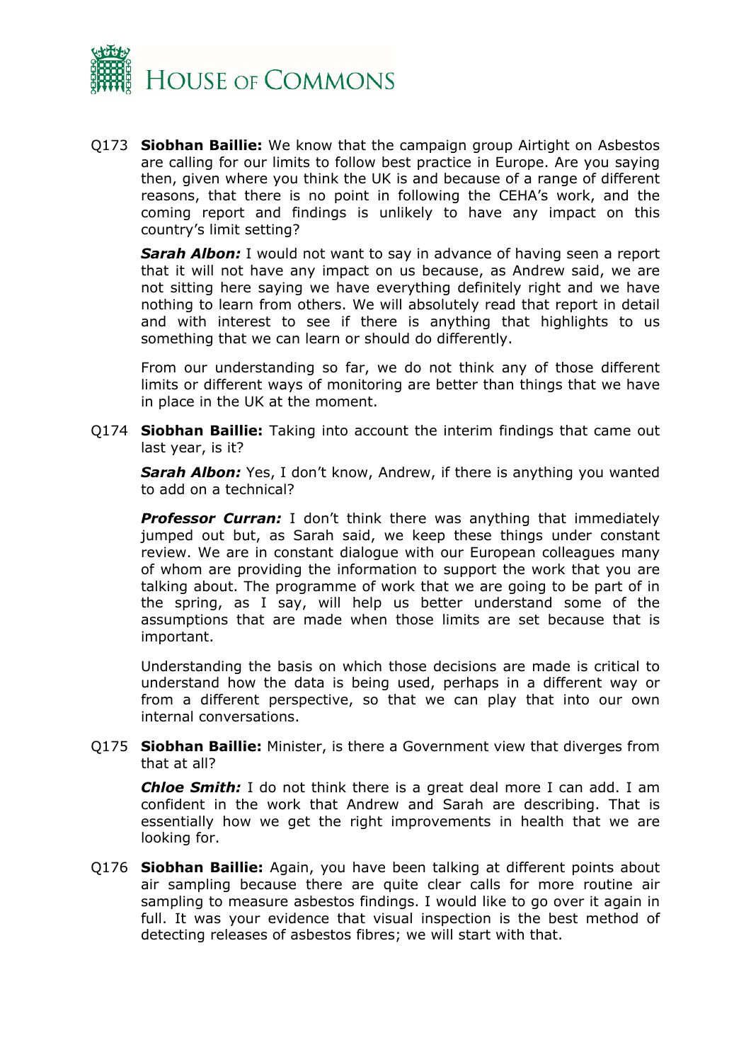Q173 **Siobhan Baillie:** We know that the campaign group Airtight on Asbestos are calling for our limits to follow best practice in Europe. Are you saying then, given where you think the UK is and because of a range of different reasons, that there is no point in following the CEHA's work, and the coming report and findings is unlikely to have any impact on this country's limit setting?

***Sarah Albon:*** I would not want to say in advance of having seen a report that it will not have any impact on us because, as Andrew said, we are not sitting here saying we have everything definitely right and we have nothing to learn from others. We will absolutely read that report in detail and with interest to see if there is anything that highlights to us something that we can learn or should do differently.

From our understanding so far, we do not think any of those different limits or different ways of monitoring are better than things that we have in place in the UK at the moment.

Q174 **Siobhan Baillie:** Taking into account the interim findings that came out last year, is it?

***Sarah Albon:*** Yes, I don't know, Andrew, if there is anything you wanted to add on a technical?

***Professor Curran:*** I don't think there was anything that immediately jumped out but, as Sarah said, we keep these things under constant review. We are in constant dialogue with our European colleagues many of whom are providing the information to support the work that you are talking about. The programme of work that we are going to be part of in the spring, as I say, will help us better understand some of the assumptions that are made when those limits are set because that is important.

Understanding the basis on which those decisions are made is critical to understand how the data is being used, perhaps in a different way or from a different perspective, so that we can play that into our own internal conversations.

Q175 **Siobhan Baillie:** Minister, is there a Government view that diverges from that at all?

***Chloe Smith:*** I do not think there is a great deal more I can add. I am confident in the work that Andrew and Sarah are describing. That is essentially how we get the right improvements in health that we are looking for.

Q176 **Siobhan Baillie:** Again, you have been talking at different points about air sampling because there are quite clear calls for more routine air sampling to measure asbestos findings. I would like to go over it again in full. It was your evidence that visual inspection is the best method of detecting releases of asbestos fibres; we will start with that.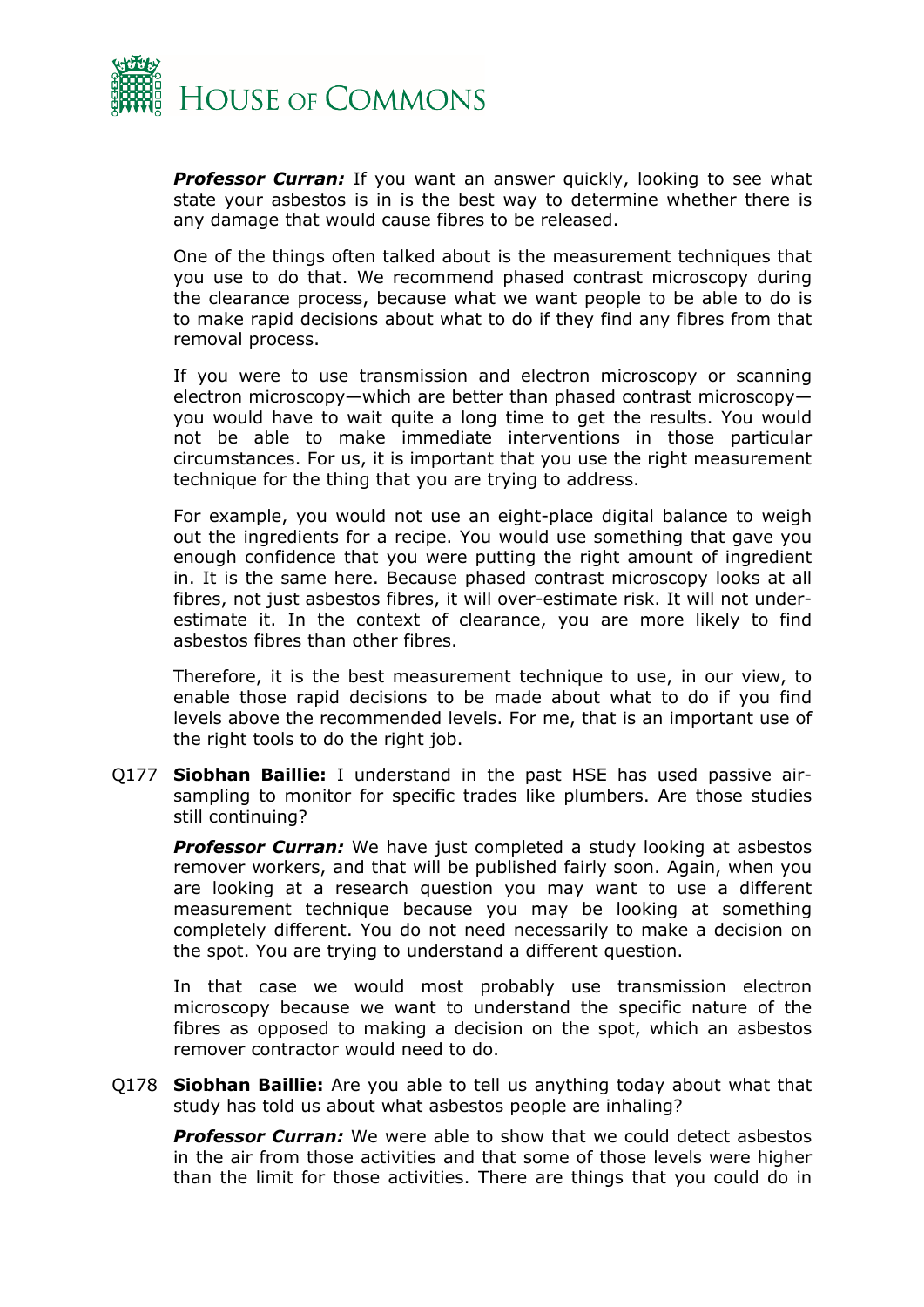***Professor Curran:*** If you want an answer quickly, looking to see what state your asbestos is in is the best way to determine whether there is any damage that would cause fibres to be released.

One of the things often talked about is the measurement techniques that you use to do that. We recommend phased contrast microscopy during the clearance process, because what we want people to be able to do is to make rapid decisions about what to do if they find any fibres from that removal process.

If you were to use transmission and electron microscopy or scanning electron microscopy—which are better than phased contrast microscopy—you would have to wait quite a long time to get the results. You would not be able to make immediate interventions in those particular circumstances. For us, it is important that you use the right measurement technique for the thing that you are trying to address.

For example, you would not use an eight-place digital balance to weigh out the ingredients for a recipe. You would use something that gave you enough confidence that you were putting the right amount of ingredient in. It is the same here. Because phased contrast microscopy looks at all fibres, not just asbestos fibres, it will over-estimate risk. It will not under-estimate it. In the context of clearance, you are more likely to find asbestos fibres than other fibres.

Therefore, it is the best measurement technique to use, in our view, to enable those rapid decisions to be made about what to do if you find levels above the recommended levels. For me, that is an important use of the right tools to do the right job.

Q177 **Siobhan Baillie:** I understand in the past HSE has used passive air-sampling to monitor for specific trades like plumbers. Are those studies still continuing?

***Professor Curran:*** We have just completed a study looking at asbestos remover workers, and that will be published fairly soon. Again, when you are looking at a research question you may want to use a different measurement technique because you may be looking at something completely different. You do not need necessarily to make a decision on the spot. You are trying to understand a different question.

In that case we would most probably use transmission electron microscopy because we want to understand the specific nature of the fibres as opposed to making a decision on the spot, which an asbestos remover contractor would need to do.

Q178 **Siobhan Baillie:** Are you able to tell us anything today about what that study has told us about what asbestos people are inhaling?

***Professor Curran:*** We were able to show that we could detect asbestos in the air from those activities and that some of those levels were higher than the limit for those activities. There are things that you could do in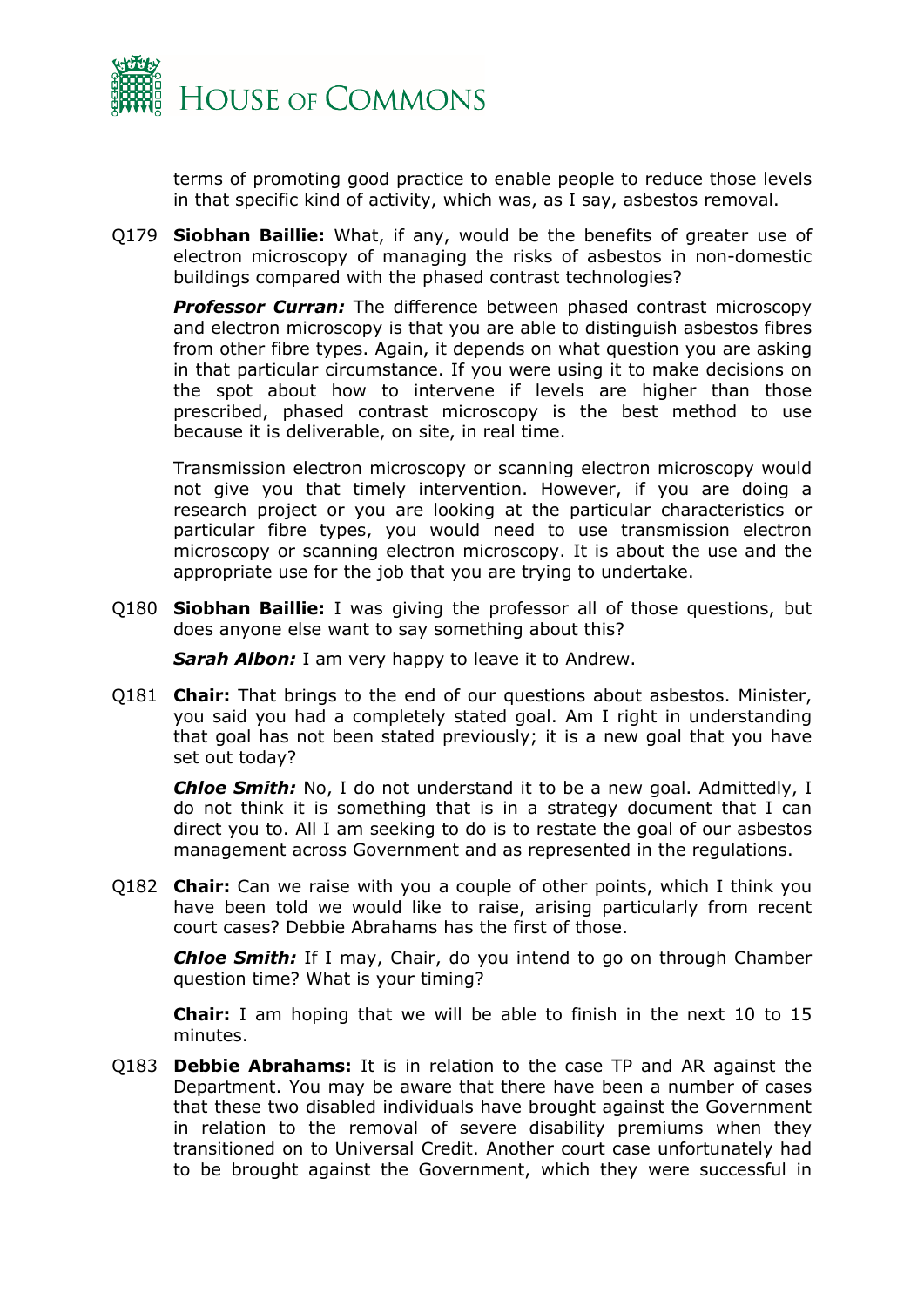terms of promoting good practice to enable people to reduce those levels in that specific kind of activity, which was, as I say, asbestos removal.

Q179 **Siobhan Baillie:** What, if any, would be the benefits of greater use of electron microscopy of managing the risks of asbestos in non-domestic buildings compared with the phased contrast technologies?

***Professor Curran:*** The difference between phased contrast microscopy and electron microscopy is that you are able to distinguish asbestos fibres from other fibre types. Again, it depends on what question you are asking in that particular circumstance. If you were using it to make decisions on the spot about how to intervene if levels are higher than those prescribed, phased contrast microscopy is the best method to use because it is deliverable, on site, in real time.

Transmission electron microscopy or scanning electron microscopy would not give you that timely intervention. However, if you are doing a research project or you are looking at the particular characteristics or particular fibre types, you would need to use transmission electron microscopy or scanning electron microscopy. It is about the use and the appropriate use for the job that you are trying to undertake.

Q180 **Siobhan Baillie:** I was giving the professor all of those questions, but does anyone else want to say something about this?

***Sarah Albon:*** I am very happy to leave it to Andrew.

Q181 **Chair:** That brings to the end of our questions about asbestos. Minister, you said you had a completely stated goal. Am I right in understanding that goal has not been stated previously; it is a new goal that you have set out today?

***Chloe Smith:*** No, I do not understand it to be a new goal. Admittedly, I do not think it is something that is in a strategy document that I can direct you to. All I am seeking to do is to restate the goal of our asbestos management across Government and as represented in the regulations.

Q182 **Chair:** Can we raise with you a couple of other points, which I think you have been told we would like to raise, arising particularly from recent court cases? Debbie Abrahams has the first of those.

***Chloe Smith:*** If I may, Chair, do you intend to go on through Chamber question time? What is your timing?

**Chair:** I am hoping that we will be able to finish in the next 10 to 15 minutes.

Q183 **Debbie Abrahams:** It is in relation to the case TP and AR against the Department. You may be aware that there have been a number of cases that these two disabled individuals have brought against the Government in relation to the removal of severe disability premiums when they transitioned on to Universal Credit. Another court case unfortunately had to be brought against the Government, which they were successful in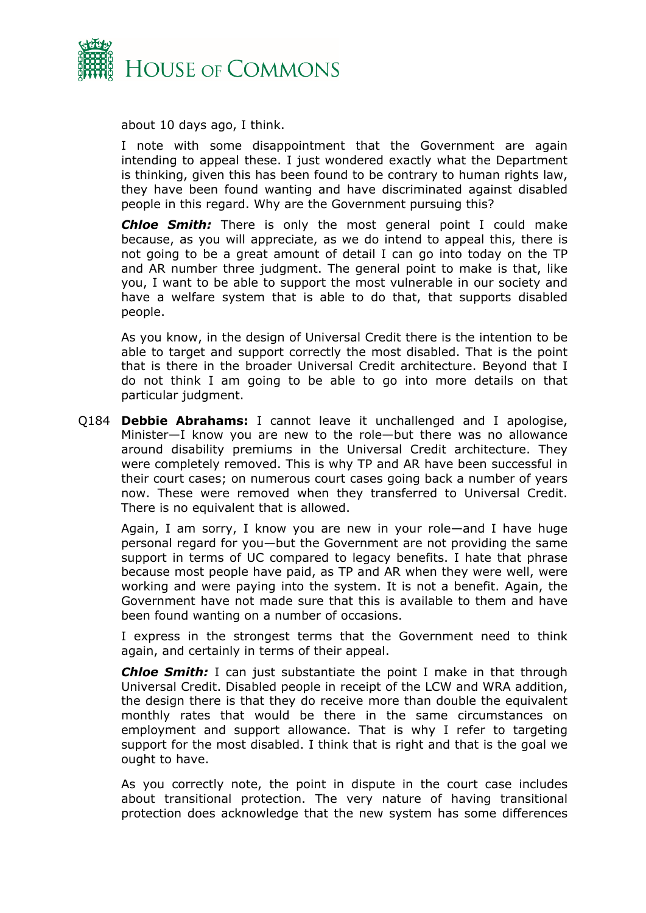about 10 days ago, I think.

I note with some disappointment that the Government are again intending to appeal these. I just wondered exactly what the Department is thinking, given this has been found to be contrary to human rights law, they have been found wanting and have discriminated against disabled people in this regard. Why are the Government pursuing this?

***Chloe Smith:*** There is only the most general point I could make because, as you will appreciate, as we do intend to appeal this, there is not going to be a great amount of detail I can go into today on the TP and AR number three judgment. The general point to make is that, like you, I want to be able to support the most vulnerable in our society and have a welfare system that is able to do that, that supports disabled people.

As you know, in the design of Universal Credit there is the intention to be able to target and support correctly the most disabled. That is the point that is there in the broader Universal Credit architecture. Beyond that I do not think I am going to be able to go into more details on that particular judgment.

Q184 **Debbie Abrahams:** I cannot leave it unchallenged and I apologise, Minister—I know you are new to the role—but there was no allowance around disability premiums in the Universal Credit architecture. They were completely removed. This is why TP and AR have been successful in their court cases; on numerous court cases going back a number of years now. These were removed when they transferred to Universal Credit. There is no equivalent that is allowed.

Again, I am sorry, I know you are new in your role—and I have huge personal regard for you—but the Government are not providing the same support in terms of UC compared to legacy benefits. I hate that phrase because most people have paid, as TP and AR when they were well, were working and were paying into the system. It is not a benefit. Again, the Government have not made sure that this is available to them and have been found wanting on a number of occasions.

I express in the strongest terms that the Government need to think again, and certainly in terms of their appeal.

***Chloe Smith:*** I can just substantiate the point I make in that through Universal Credit. Disabled people in receipt of the LCW and WRA addition, the design there is that they do receive more than double the equivalent monthly rates that would be there in the same circumstances on employment and support allowance. That is why I refer to targeting support for the most disabled. I think that is right and that is the goal we ought to have.

As you correctly note, the point in dispute in the court case includes about transitional protection. The very nature of having transitional protection does acknowledge that the new system has some differences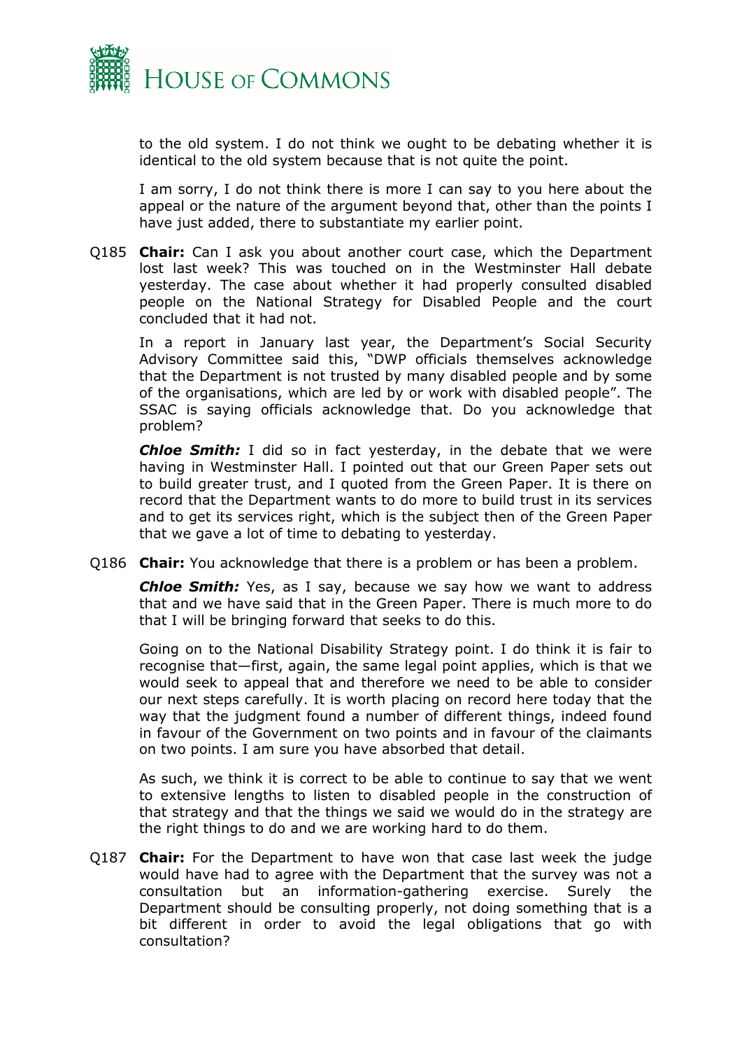to the old system. I do not think we ought to be debating whether it is identical to the old system because that is not quite the point.

I am sorry, I do not think there is more I can say to you here about the appeal or the nature of the argument beyond that, other than the points I have just added, there to substantiate my earlier point.

Q185 **Chair:** Can I ask you about another court case, which the Department lost last week? This was touched on in the Westminster Hall debate yesterday. The case about whether it had properly consulted disabled people on the National Strategy for Disabled People and the court concluded that it had not.

In a report in January last year, the Department's Social Security Advisory Committee said this, "DWP officials themselves acknowledge that the Department is not trusted by many disabled people and by some of the organisations, which are led by or work with disabled people". The SSAC is saying officials acknowledge that. Do you acknowledge that problem?

***Chloe Smith:*** I did so in fact yesterday, in the debate that we were having in Westminster Hall. I pointed out that our Green Paper sets out to build greater trust, and I quoted from the Green Paper. It is there on record that the Department wants to do more to build trust in its services and to get its services right, which is the subject then of the Green Paper that we gave a lot of time to debating to yesterday.

Q186 **Chair:** You acknowledge that there is a problem or has been a problem.

***Chloe Smith:*** Yes, as I say, because we say how we want to address that and we have said that in the Green Paper. There is much more to do that I will be bringing forward that seeks to do this.

Going on to the National Disability Strategy point. I do think it is fair to recognise that—first, again, the same legal point applies, which is that we would seek to appeal that and therefore we need to be able to consider our next steps carefully. It is worth placing on record here today that the way that the judgment found a number of different things, indeed found in favour of the Government on two points and in favour of the claimants on two points. I am sure you have absorbed that detail.

As such, we think it is correct to be able to continue to say that we went to extensive lengths to listen to disabled people in the construction of that strategy and that the things we said we would do in the strategy are the right things to do and we are working hard to do them.

Q187 **Chair:** For the Department to have won that case last week the judge would have had to agree with the Department that the survey was not a consultation but an information-gathering exercise. Surely the Department should be consulting properly, not doing something that is a bit different in order to avoid the legal obligations that go with consultation?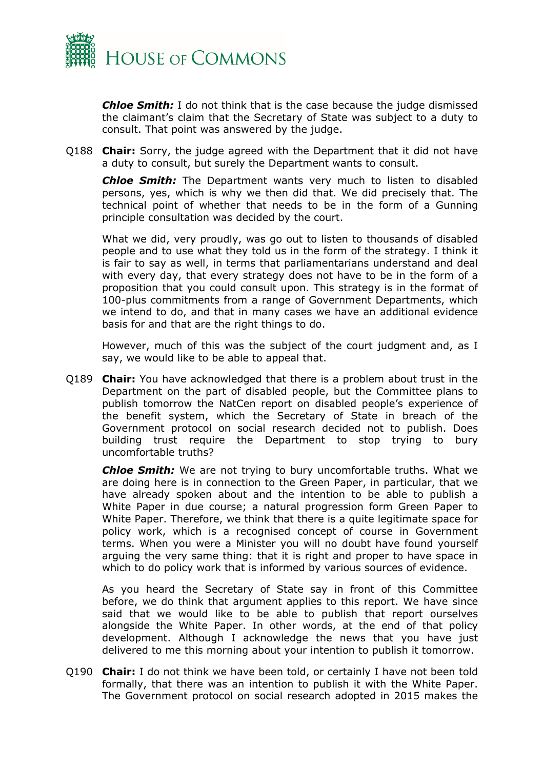***Chloe Smith:*** I do not think that is the case because the judge dismissed the claimant's claim that the Secretary of State was subject to a duty to consult. That point was answered by the judge.

Q188 **Chair:** Sorry, the judge agreed with the Department that it did not have a duty to consult, but surely the Department wants to consult.

***Chloe Smith:*** The Department wants very much to listen to disabled persons, yes, which is why we then did that. We did precisely that. The technical point of whether that needs to be in the form of a Gunning principle consultation was decided by the court.

What we did, very proudly, was go out to listen to thousands of disabled people and to use what they told us in the form of the strategy. I think it is fair to say as well, in terms that parliamentarians understand and deal with every day, that every strategy does not have to be in the form of a proposition that you could consult upon. This strategy is in the format of 100-plus commitments from a range of Government Departments, which we intend to do, and that in many cases we have an additional evidence basis for and that are the right things to do.

However, much of this was the subject of the court judgment and, as I say, we would like to be able to appeal that.

Q189 **Chair:** You have acknowledged that there is a problem about trust in the Department on the part of disabled people, but the Committee plans to publish tomorrow the NatCen report on disabled people's experience of the benefit system, which the Secretary of State in breach of the Government protocol on social research decided not to publish. Does building trust require the Department to stop trying to bury uncomfortable truths?

***Chloe Smith:*** We are not trying to bury uncomfortable truths. What we are doing here is in connection to the Green Paper, in particular, that we have already spoken about and the intention to be able to publish a White Paper in due course; a natural progression form Green Paper to White Paper. Therefore, we think that there is a quite legitimate space for policy work, which is a recognised concept of course in Government terms. When you were a Minister you will no doubt have found yourself arguing the very same thing: that it is right and proper to have space in which to do policy work that is informed by various sources of evidence.

As you heard the Secretary of State say in front of this Committee before, we do think that argument applies to this report. We have since said that we would like to be able to publish that report ourselves alongside the White Paper. In other words, at the end of that policy development. Although I acknowledge the news that you have just delivered to me this morning about your intention to publish it tomorrow.

Q190 **Chair:** I do not think we have been told, or certainly I have not been told formally, that there was an intention to publish it with the White Paper. The Government protocol on social research adopted in 2015 makes the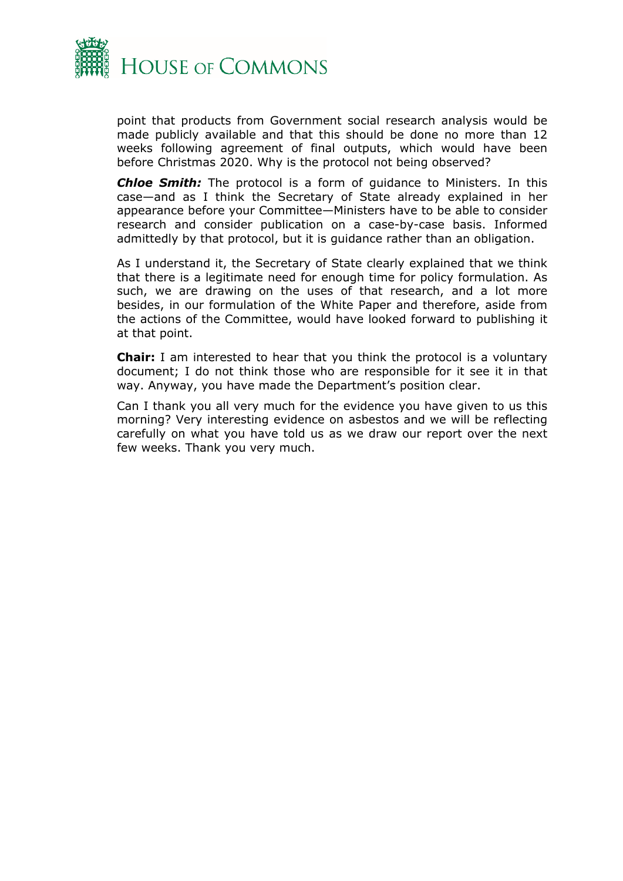point that products from Government social research analysis would be made publicly available and that this should be done no more than 12 weeks following agreement of final outputs, which would have been before Christmas 2020. Why is the protocol not being observed?

***Chloe Smith:*** The protocol is a form of guidance to Ministers. In this case—and as I think the Secretary of State already explained in her appearance before your Committee—Ministers have to be able to consider research and consider publication on a case-by-case basis. Informed admittedly by that protocol, but it is guidance rather than an obligation.

As I understand it, the Secretary of State clearly explained that we think that there is a legitimate need for enough time for policy formulation. As such, we are drawing on the uses of that research, and a lot more besides, in our formulation of the White Paper and therefore, aside from the actions of the Committee, would have looked forward to publishing it at that point.

**Chair:** I am interested to hear that you think the protocol is a voluntary document; I do not think those who are responsible for it see it in that way. Anyway, you have made the Department's position clear.

Can I thank you all very much for the evidence you have given to us this morning? Very interesting evidence on asbestos and we will be reflecting carefully on what you have told us as we draw our report over the next few weeks. Thank you very much.